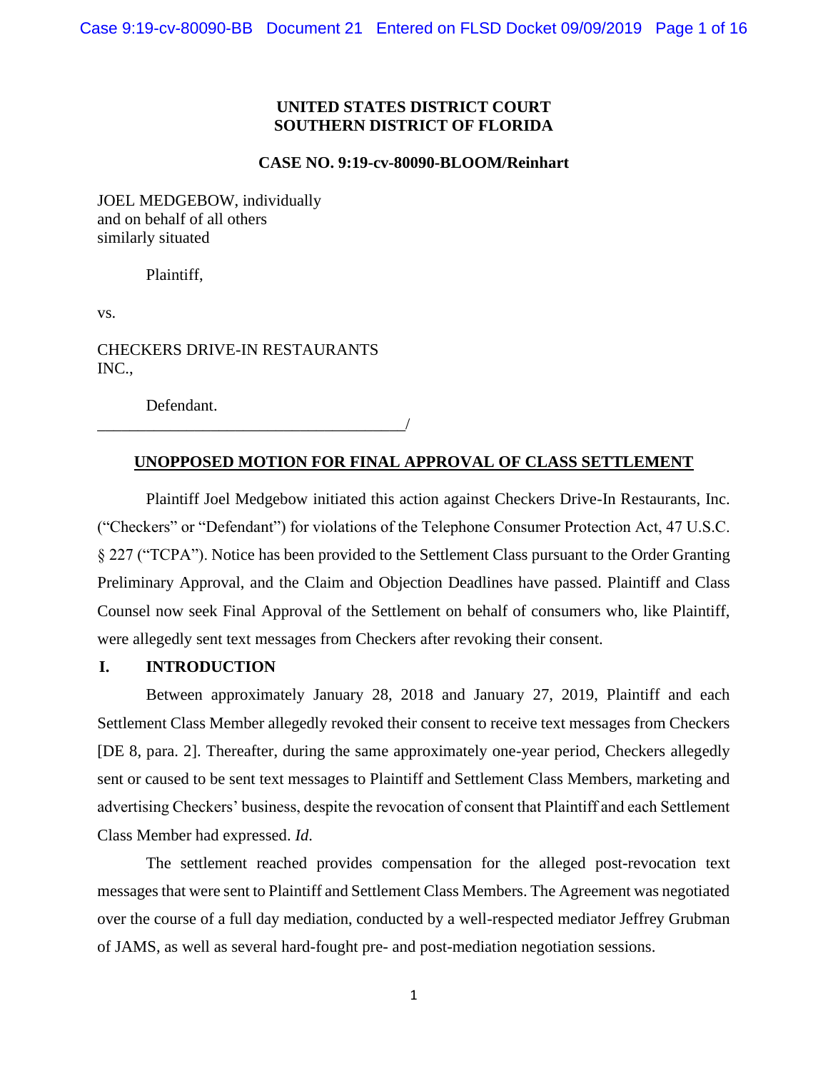**UNITED STATES DISTRICT COURT**
**SOUTHERN DISTRICT OF FLORIDA**

**CASE NO. 9:19-cv-80090-BLOOM/Reinhart**

JOEL MEDGEBOW, individually
and on behalf of all others
similarly situated

Plaintiff,

vs.

CHECKERS DRIVE-IN RESTAURANTS
INC.,

Defendant.
_______________________________________/

**UNOPPOSED MOTION FOR FINAL APPROVAL OF CLASS SETTLEMENT**

Plaintiff Joel Medgebow initiated this action against Checkers Drive-In Restaurants, Inc. ("Checkers" or "Defendant") for violations of the Telephone Consumer Protection Act, 47 U.S.C. § 227 ("TCPA"). Notice has been provided to the Settlement Class pursuant to the Order Granting Preliminary Approval, and the Claim and Objection Deadlines have passed. Plaintiff and Class Counsel now seek Final Approval of the Settlement on behalf of consumers who, like Plaintiff, were allegedly sent text messages from Checkers after revoking their consent.

## I. INTRODUCTION

Between approximately January 28, 2018 and January 27, 2019, Plaintiff and each Settlement Class Member allegedly revoked their consent to receive text messages from Checkers [DE 8, para. 2]. Thereafter, during the same approximately one-year period, Checkers allegedly sent or caused to be sent text messages to Plaintiff and Settlement Class Members, marketing and advertising Checkers' business, despite the revocation of consent that Plaintiff and each Settlement Class Member had expressed. *Id.*

The settlement reached provides compensation for the alleged post-revocation text messages that were sent to Plaintiff and Settlement Class Members. The Agreement was negotiated over the course of a full day mediation, conducted by a well-respected mediator Jeffrey Grubman of JAMS, as well as several hard-fought pre- and post-mediation negotiation sessions.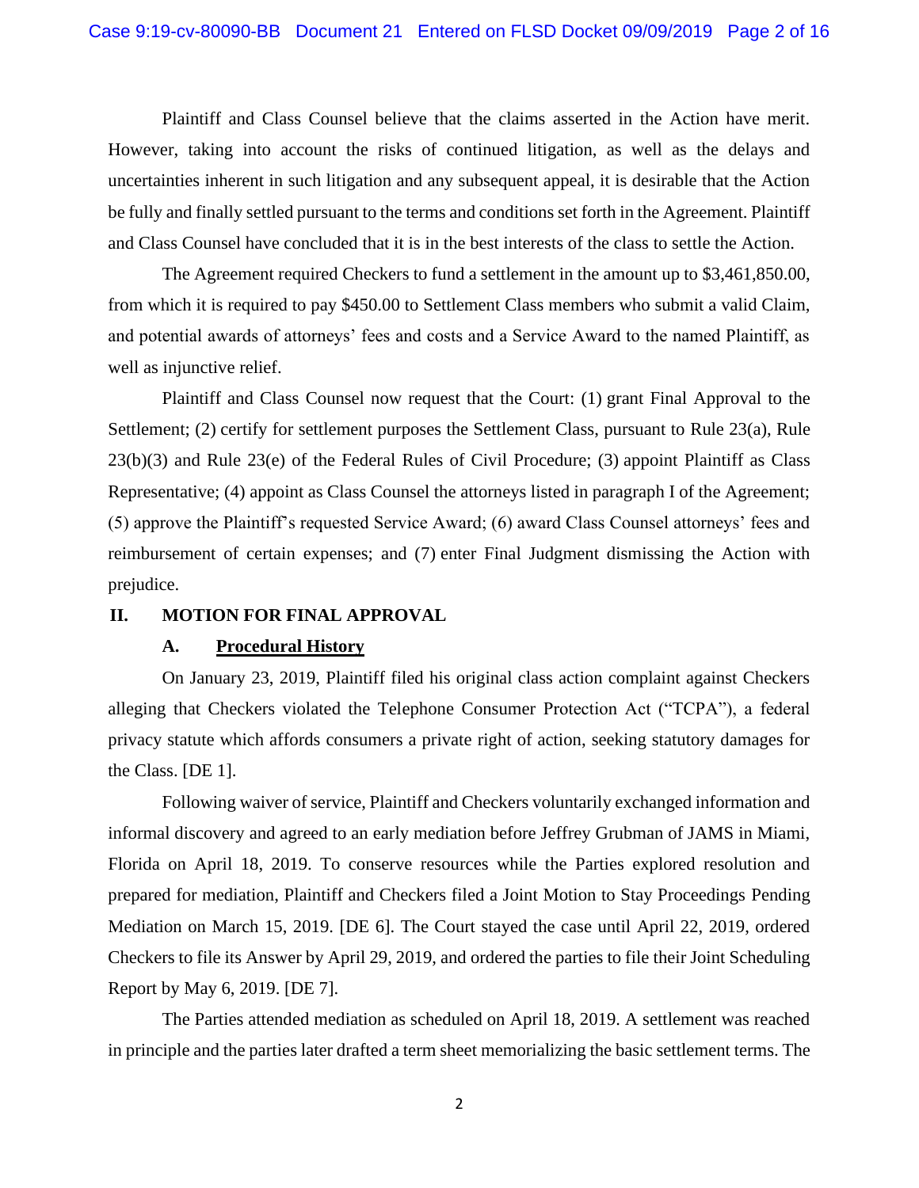Plaintiff and Class Counsel believe that the claims asserted in the Action have merit. However, taking into account the risks of continued litigation, as well as the delays and uncertainties inherent in such litigation and any subsequent appeal, it is desirable that the Action be fully and finally settled pursuant to the terms and conditions set forth in the Agreement. Plaintiff and Class Counsel have concluded that it is in the best interests of the class to settle the Action.

The Agreement required Checkers to fund a settlement in the amount up to $3,461,850.00, from which it is required to pay $450.00 to Settlement Class members who submit a valid Claim, and potential awards of attorneys' fees and costs and a Service Award to the named Plaintiff, as well as injunctive relief.

Plaintiff and Class Counsel now request that the Court: (1) grant Final Approval to the Settlement; (2) certify for settlement purposes the Settlement Class, pursuant to Rule 23(a), Rule 23(b)(3) and Rule 23(e) of the Federal Rules of Civil Procedure; (3) appoint Plaintiff as Class Representative; (4) appoint as Class Counsel the attorneys listed in paragraph I of the Agreement; (5) approve the Plaintiff's requested Service Award; (6) award Class Counsel attorneys' fees and reimbursement of certain expenses; and (7) enter Final Judgment dismissing the Action with prejudice.

## II. MOTION FOR FINAL APPROVAL

### A. Procedural History

On January 23, 2019, Plaintiff filed his original class action complaint against Checkers alleging that Checkers violated the Telephone Consumer Protection Act ("TCPA"), a federal privacy statute which affords consumers a private right of action, seeking statutory damages for the Class. [DE 1].

Following waiver of service, Plaintiff and Checkers voluntarily exchanged information and informal discovery and agreed to an early mediation before Jeffrey Grubman of JAMS in Miami, Florida on April 18, 2019. To conserve resources while the Parties explored resolution and prepared for mediation, Plaintiff and Checkers filed a Joint Motion to Stay Proceedings Pending Mediation on March 15, 2019. [DE 6]. The Court stayed the case until April 22, 2019, ordered Checkers to file its Answer by April 29, 2019, and ordered the parties to file their Joint Scheduling Report by May 6, 2019. [DE 7].

The Parties attended mediation as scheduled on April 18, 2019. A settlement was reached in principle and the parties later drafted a term sheet memorializing the basic settlement terms. The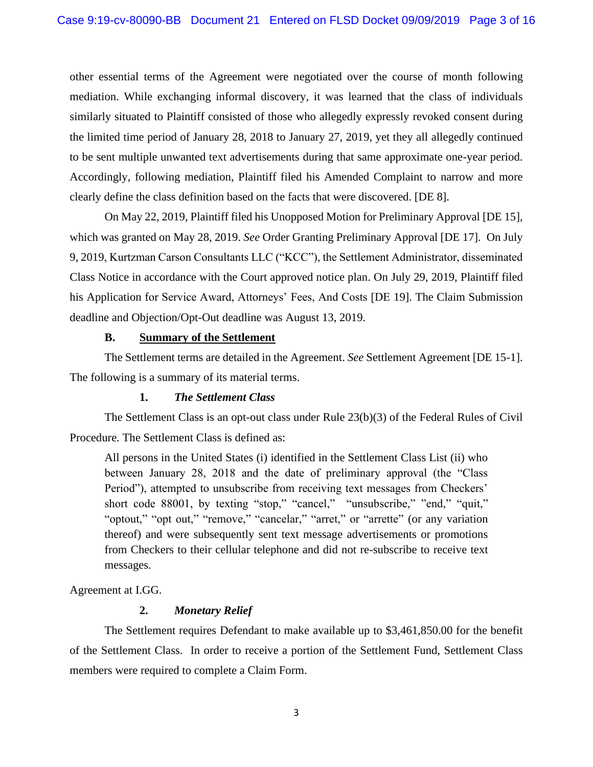other essential terms of the Agreement were negotiated over the course of month following mediation. While exchanging informal discovery, it was learned that the class of individuals similarly situated to Plaintiff consisted of those who allegedly expressly revoked consent during the limited time period of January 28, 2018 to January 27, 2019, yet they all allegedly continued to be sent multiple unwanted text advertisements during that same approximate one-year period. Accordingly, following mediation, Plaintiff filed his Amended Complaint to narrow and more clearly define the class definition based on the facts that were discovered. [DE 8].

On May 22, 2019, Plaintiff filed his Unopposed Motion for Preliminary Approval [DE 15], which was granted on May 28, 2019. *See* Order Granting Preliminary Approval [DE 17]. On July 9, 2019, Kurtzman Carson Consultants LLC ("KCC"), the Settlement Administrator, disseminated Class Notice in accordance with the Court approved notice plan. On July 29, 2019, Plaintiff filed his Application for Service Award, Attorneys' Fees, And Costs [DE 19]. The Claim Submission deadline and Objection/Opt-Out deadline was August 13, 2019.

### B. <u>Summary of the Settlement</u>

The Settlement terms are detailed in the Agreement. *See* Settlement Agreement [DE 15-1]. The following is a summary of its material terms.

#### 1. *The Settlement Class*

The Settlement Class is an opt-out class under Rule 23(b)(3) of the Federal Rules of Civil Procedure. The Settlement Class is defined as:

> All persons in the United States (i) identified in the Settlement Class List (ii) who between January 28, 2018 and the date of preliminary approval (the "Class Period"), attempted to unsubscribe from receiving text messages from Checkers' short code 88001, by texting "stop," "cancel," "unsubscribe," "end," "quit," "optout," "opt out," "remove," "cancelar," "arret," or "arrette" (or any variation thereof) and were subsequently sent text message advertisements or promotions from Checkers to their cellular telephone and did not re-subscribe to receive text messages.

Agreement at I.GG.

#### 2. *Monetary Relief*

The Settlement requires Defendant to make available up to $3,461,850.00 for the benefit of the Settlement Class. In order to receive a portion of the Settlement Fund, Settlement Class members were required to complete a Claim Form.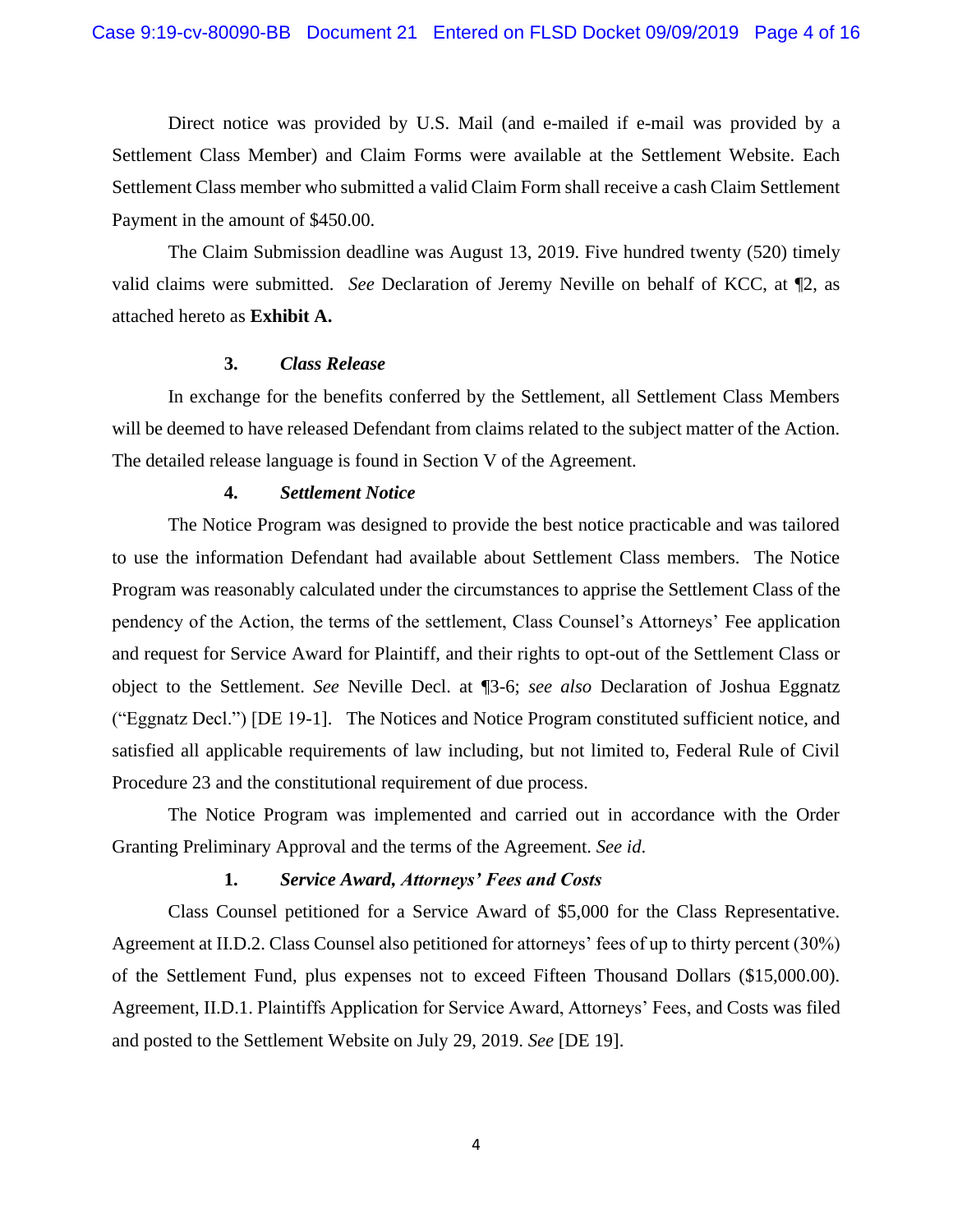Direct notice was provided by U.S. Mail (and e-mailed if e-mail was provided by a Settlement Class Member) and Claim Forms were available at the Settlement Website. Each Settlement Class member who submitted a valid Claim Form shall receive a cash Claim Settlement Payment in the amount of $450.00.

The Claim Submission deadline was August 13, 2019. Five hundred twenty (520) timely valid claims were submitted. *See* Declaration of Jeremy Neville on behalf of KCC, at ¶2, as attached hereto as **Exhibit A.**

### 3. *Class Release*

In exchange for the benefits conferred by the Settlement, all Settlement Class Members will be deemed to have released Defendant from claims related to the subject matter of the Action. The detailed release language is found in Section V of the Agreement.

### 4. *Settlement Notice*

The Notice Program was designed to provide the best notice practicable and was tailored to use the information Defendant had available about Settlement Class members. The Notice Program was reasonably calculated under the circumstances to apprise the Settlement Class of the pendency of the Action, the terms of the settlement, Class Counsel's Attorneys' Fee application and request for Service Award for Plaintiff, and their rights to opt-out of the Settlement Class or object to the Settlement. *See* Neville Decl. at ¶3-6; *see also* Declaration of Joshua Eggnatz ("Eggnatz Decl.") [DE 19-1]. The Notices and Notice Program constituted sufficient notice, and satisfied all applicable requirements of law including, but not limited to, Federal Rule of Civil Procedure 23 and the constitutional requirement of due process.

The Notice Program was implemented and carried out in accordance with the Order Granting Preliminary Approval and the terms of the Agreement. *See id*.

### 1. *Service Award, Attorneys' Fees and Costs*

Class Counsel petitioned for a Service Award of $5,000 for the Class Representative. Agreement at II.D.2. Class Counsel also petitioned for attorneys' fees of up to thirty percent (30%) of the Settlement Fund, plus expenses not to exceed Fifteen Thousand Dollars ($15,000.00). Agreement, II.D.1. Plaintiffs Application for Service Award, Attorneys' Fees, and Costs was filed and posted to the Settlement Website on July 29, 2019. *See* [DE 19].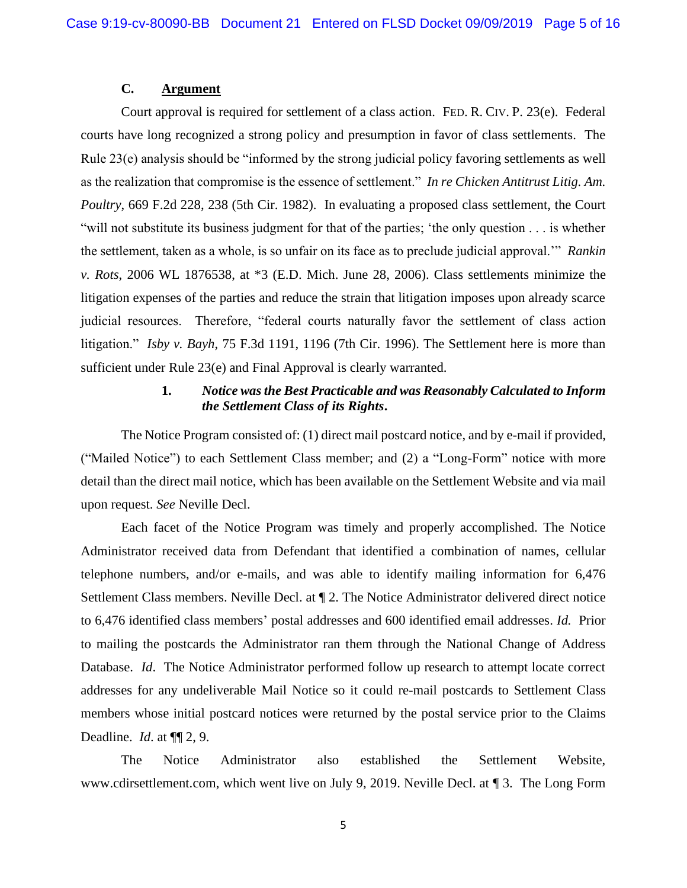### C. Argument

Court approval is required for settlement of a class action. FED. R. CIV. P. 23(e). Federal courts have long recognized a strong policy and presumption in favor of class settlements. The Rule 23(e) analysis should be "informed by the strong judicial policy favoring settlements as well as the realization that compromise is the essence of settlement." *In re Chicken Antitrust Litig. Am. Poultry*, 669 F.2d 228, 238 (5th Cir. 1982). In evaluating a proposed class settlement, the Court "will not substitute its business judgment for that of the parties; 'the only question . . . is whether the settlement, taken as a whole, is so unfair on its face as to preclude judicial approval.'" *Rankin v. Rots*, 2006 WL 1876538, at \*3 (E.D. Mich. June 28, 2006). Class settlements minimize the litigation expenses of the parties and reduce the strain that litigation imposes upon already scarce judicial resources. Therefore, "federal courts naturally favor the settlement of class action litigation." *Isby v. Bayh*, 75 F.3d 1191, 1196 (7th Cir. 1996). The Settlement here is more than sufficient under Rule 23(e) and Final Approval is clearly warranted.

#### 1. *Notice was the Best Practicable and was Reasonably Calculated to Inform the Settlement Class of its Rights.*

The Notice Program consisted of: (1) direct mail postcard notice, and by e-mail if provided, ("Mailed Notice") to each Settlement Class member; and (2) a "Long-Form" notice with more detail than the direct mail notice, which has been available on the Settlement Website and via mail upon request. *See* Neville Decl.

Each facet of the Notice Program was timely and properly accomplished. The Notice Administrator received data from Defendant that identified a combination of names, cellular telephone numbers, and/or e-mails, and was able to identify mailing information for 6,476 Settlement Class members. Neville Decl. at ¶ 2. The Notice Administrator delivered direct notice to 6,476 identified class members' postal addresses and 600 identified email addresses. *Id.* Prior to mailing the postcards the Administrator ran them through the National Change of Address Database. *Id*. The Notice Administrator performed follow up research to attempt locate correct addresses for any undeliverable Mail Notice so it could re-mail postcards to Settlement Class members whose initial postcard notices were returned by the postal service prior to the Claims Deadline. *Id.* at ¶¶ 2, 9.

The Notice Administrator also established the Settlement Website, www.cdirsettlement.com, which went live on July 9, 2019. Neville Decl. at ¶ 3. The Long Form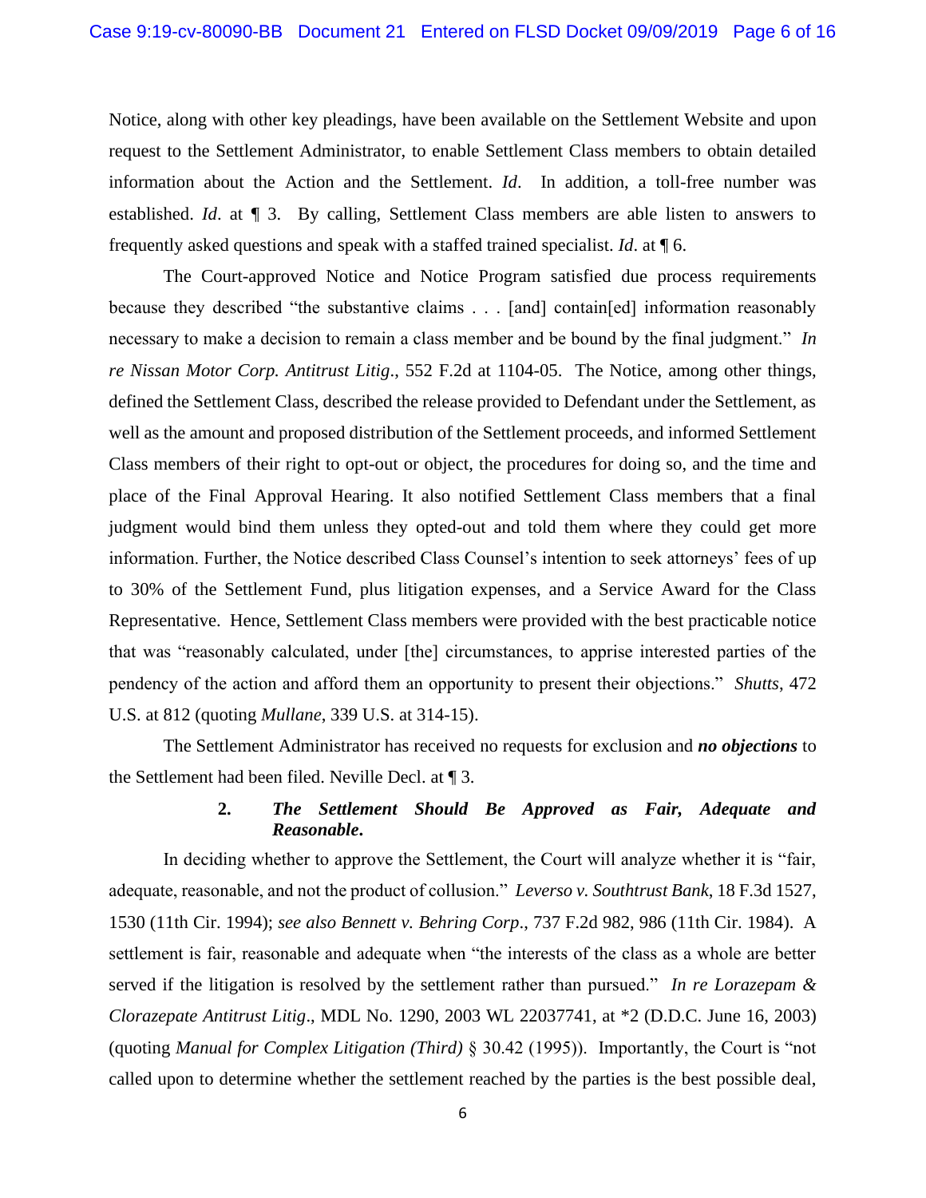Notice, along with other key pleadings, have been available on the Settlement Website and upon request to the Settlement Administrator, to enable Settlement Class members to obtain detailed information about the Action and the Settlement. *Id*. In addition, a toll-free number was established. *Id*. at ¶ 3. By calling, Settlement Class members are able listen to answers to frequently asked questions and speak with a staffed trained specialist. *Id*. at ¶ 6.

The Court-approved Notice and Notice Program satisfied due process requirements because they described "the substantive claims . . . [and] contain[ed] information reasonably necessary to make a decision to remain a class member and be bound by the final judgment." *In re Nissan Motor Corp. Antitrust Litig*., 552 F.2d at 1104-05. The Notice, among other things, defined the Settlement Class, described the release provided to Defendant under the Settlement, as well as the amount and proposed distribution of the Settlement proceeds, and informed Settlement Class members of their right to opt-out or object, the procedures for doing so, and the time and place of the Final Approval Hearing. It also notified Settlement Class members that a final judgment would bind them unless they opted-out and told them where they could get more information. Further, the Notice described Class Counsel's intention to seek attorneys' fees of up to 30% of the Settlement Fund, plus litigation expenses, and a Service Award for the Class Representative. Hence, Settlement Class members were provided with the best practicable notice that was "reasonably calculated, under [the] circumstances, to apprise interested parties of the pendency of the action and afford them an opportunity to present their objections." *Shutts*, 472 U.S. at 812 (quoting *Mullane*, 339 U.S. at 314-15).

The Settlement Administrator has received no requests for exclusion and ***no objections*** to the Settlement had been filed. Neville Decl. at ¶ 3.

**2. *The Settlement Should Be Approved as Fair, Adequate and Reasonable*.**

In deciding whether to approve the Settlement, the Court will analyze whether it is "fair, adequate, reasonable, and not the product of collusion." *Leverso v. Southtrust Bank*, 18 F.3d 1527, 1530 (11th Cir. 1994); *see also Bennett v. Behring Corp*., 737 F.2d 982, 986 (11th Cir. 1984). A settlement is fair, reasonable and adequate when "the interests of the class as a whole are better served if the litigation is resolved by the settlement rather than pursued." *In re Lorazepam & Clorazepate Antitrust Litig*., MDL No. 1290, 2003 WL 22037741, at *2 (D.D.C. June 16, 2003) (quoting *Manual for Complex Litigation (Third)* § 30.42 (1995)). Importantly, the Court is "not called upon to determine whether the settlement reached by the parties is the best possible deal,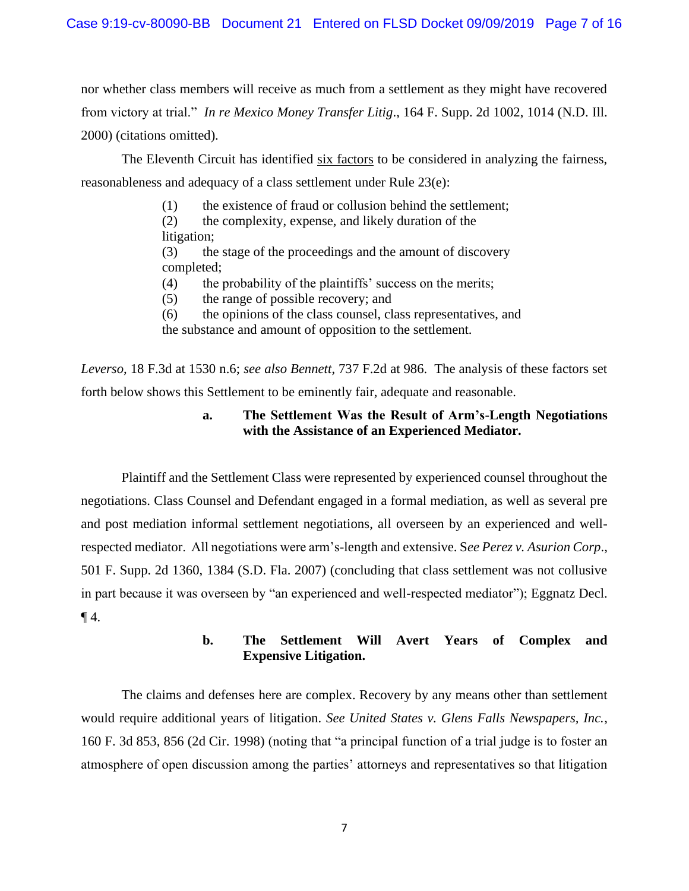nor whether class members will receive as much from a settlement as they might have recovered from victory at trial." *In re Mexico Money Transfer Litig*., 164 F. Supp. 2d 1002, 1014 (N.D. Ill. 2000) (citations omitted).

The Eleventh Circuit has identified six factors to be considered in analyzing the fairness, reasonableness and adequacy of a class settlement under Rule 23(e):

> (1) the existence of fraud or collusion behind the settlement;
> (2) the complexity, expense, and likely duration of the litigation;
> (3) the stage of the proceedings and the amount of discovery completed;
> (4) the probability of the plaintiffs' success on the merits;
> (5) the range of possible recovery; and
> (6) the opinions of the class counsel, class representatives, and the substance and amount of opposition to the settlement.

*Leverso*, 18 F.3d at 1530 n.6; *see also Bennett*, 737 F.2d at 986. The analysis of these factors set forth below shows this Settlement to be eminently fair, adequate and reasonable.

**a. The Settlement Was the Result of Arm's-Length Negotiations with the Assistance of an Experienced Mediator.**

Plaintiff and the Settlement Class were represented by experienced counsel throughout the negotiations. Class Counsel and Defendant engaged in a formal mediation, as well as several pre and post mediation informal settlement negotiations, all overseen by an experienced and well-respected mediator. All negotiations were arm's-length and extensive. S*ee Perez v. Asurion Corp*., 501 F. Supp. 2d 1360, 1384 (S.D. Fla. 2007) (concluding that class settlement was not collusive in part because it was overseen by "an experienced and well-respected mediator"); Eggnatz Decl. ¶ 4.

**b. The Settlement Will Avert Years of Complex and Expensive Litigation.**

The claims and defenses here are complex. Recovery by any means other than settlement would require additional years of litigation. *See United States v. Glens Falls Newspapers, Inc.*, 160 F. 3d 853, 856 (2d Cir. 1998) (noting that "a principal function of a trial judge is to foster an atmosphere of open discussion among the parties' attorneys and representatives so that litigation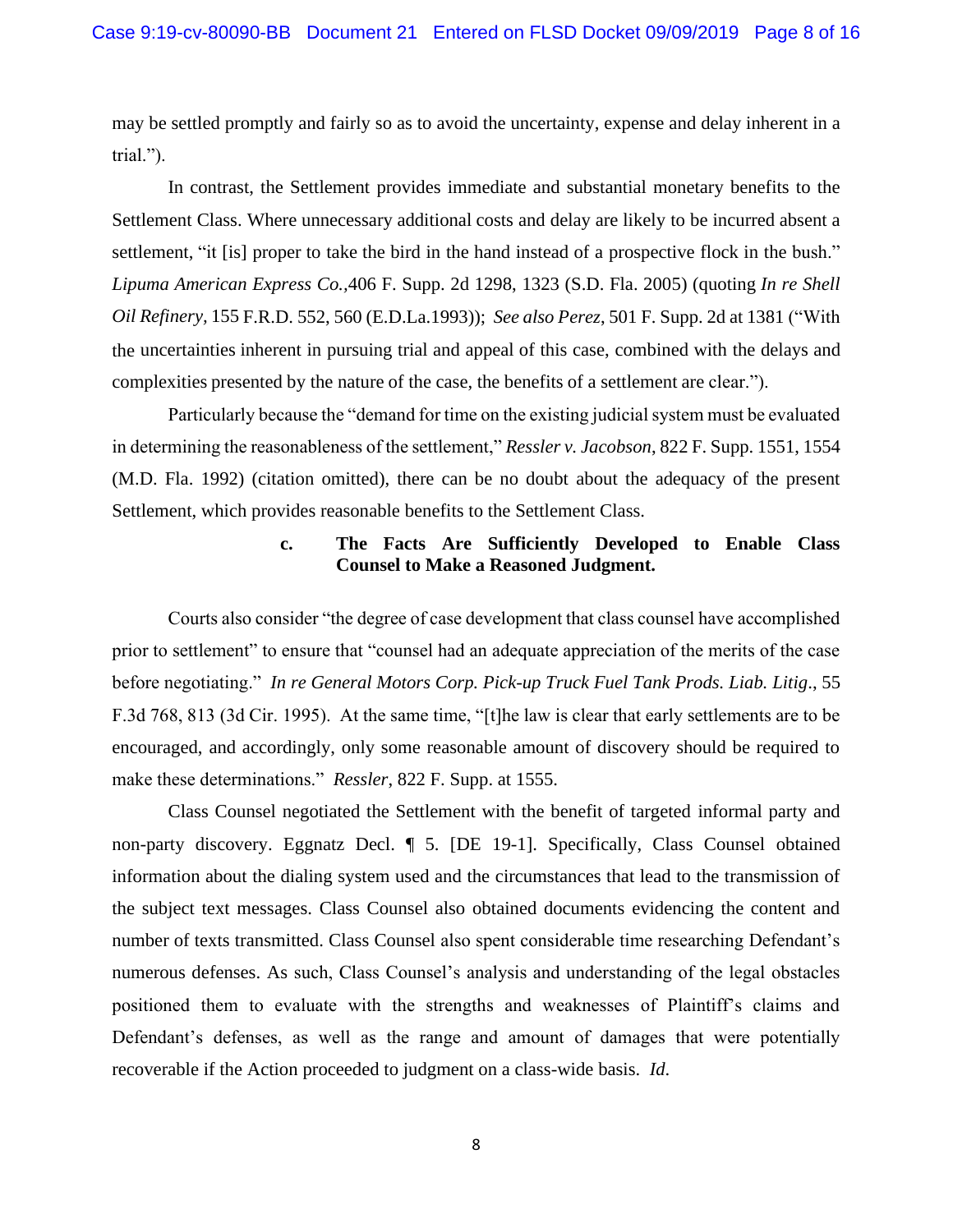may be settled promptly and fairly so as to avoid the uncertainty, expense and delay inherent in a trial.").

In contrast, the Settlement provides immediate and substantial monetary benefits to the Settlement Class. Where unnecessary additional costs and delay are likely to be incurred absent a settlement, "it [is] proper to take the bird in the hand instead of a prospective flock in the bush." *Lipuma American Express Co.*,406 F. Supp. 2d 1298, 1323 (S.D. Fla. 2005) (quoting *In re Shell Oil Refinery*, 155 F.R.D. 552, 560 (E.D.La.1993)); *See also Perez*, 501 F. Supp. 2d at 1381 ("With the uncertainties inherent in pursuing trial and appeal of this case, combined with the delays and complexities presented by the nature of the case, the benefits of a settlement are clear.").

Particularly because the "demand for time on the existing judicial system must be evaluated in determining the reasonableness of the settlement," *Ressler v. Jacobson*, 822 F. Supp. 1551, 1554 (M.D. Fla. 1992) (citation omitted), there can be no doubt about the adequacy of the present Settlement, which provides reasonable benefits to the Settlement Class.

**c. The Facts Are Sufficiently Developed to Enable Class Counsel to Make a Reasoned Judgment.**

Courts also consider "the degree of case development that class counsel have accomplished prior to settlement" to ensure that "counsel had an adequate appreciation of the merits of the case before negotiating." *In re General Motors Corp. Pick-up Truck Fuel Tank Prods. Liab. Litig*., 55 F.3d 768, 813 (3d Cir. 1995). At the same time, "[t]he law is clear that early settlements are to be encouraged, and accordingly, only some reasonable amount of discovery should be required to make these determinations." *Ressler*, 822 F. Supp. at 1555.

Class Counsel negotiated the Settlement with the benefit of targeted informal party and non-party discovery. Eggnatz Decl. ¶ 5. [DE 19-1]. Specifically, Class Counsel obtained information about the dialing system used and the circumstances that lead to the transmission of the subject text messages. Class Counsel also obtained documents evidencing the content and number of texts transmitted. Class Counsel also spent considerable time researching Defendant's numerous defenses. As such, Class Counsel's analysis and understanding of the legal obstacles positioned them to evaluate with the strengths and weaknesses of Plaintiff's claims and Defendant's defenses, as well as the range and amount of damages that were potentially recoverable if the Action proceeded to judgment on a class-wide basis. *Id.*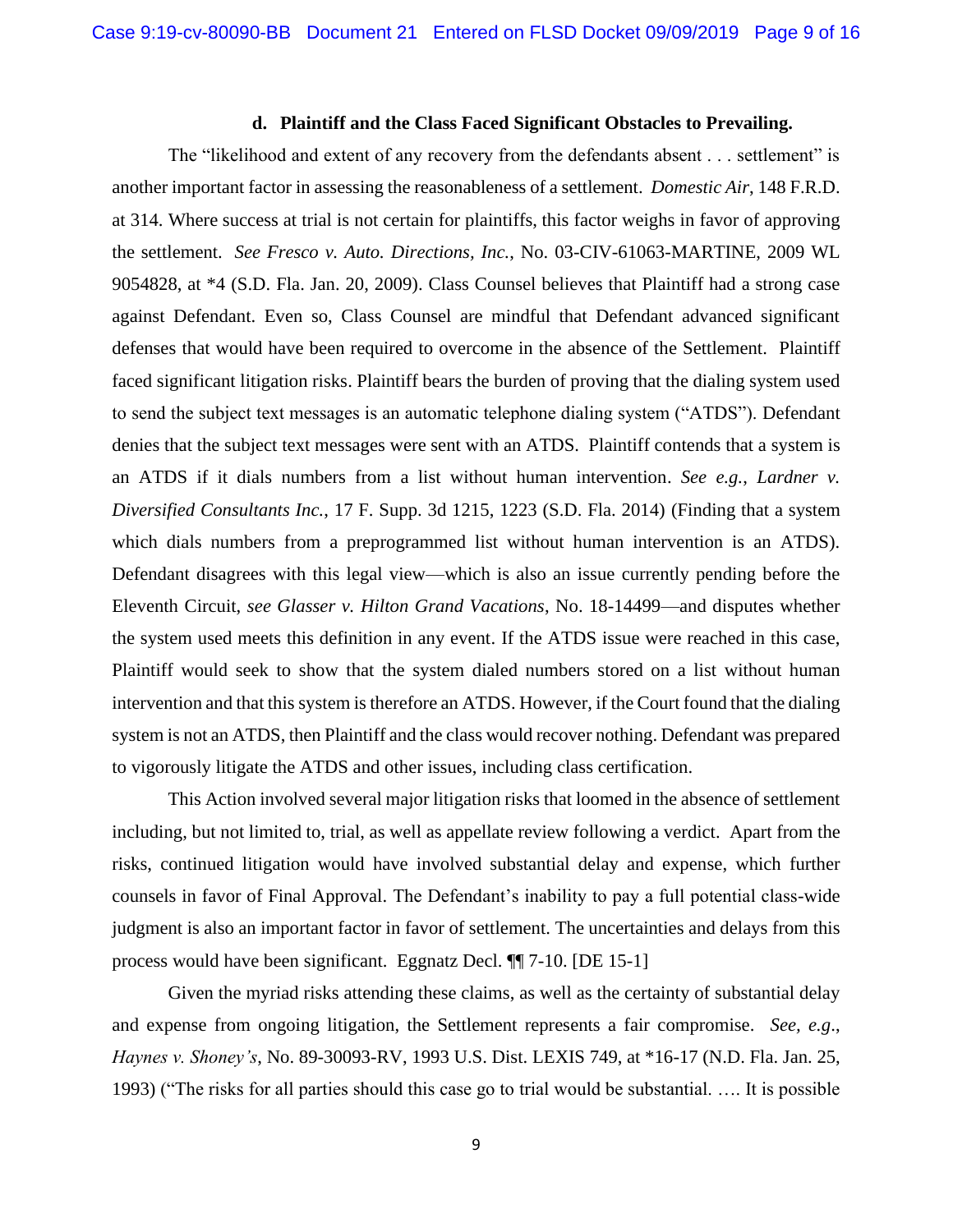#### d. Plaintiff and the Class Faced Significant Obstacles to Prevailing.

The "likelihood and extent of any recovery from the defendants absent . . . settlement" is another important factor in assessing the reasonableness of a settlement. *Domestic Air*, 148 F.R.D. at 314. Where success at trial is not certain for plaintiffs, this factor weighs in favor of approving the settlement. *See Fresco v. Auto. Directions, Inc.*, No. 03-CIV-61063-MARTINE, 2009 WL 9054828, at *4 (S.D. Fla. Jan. 20, 2009). Class Counsel believes that Plaintiff had a strong case against Defendant. Even so, Class Counsel are mindful that Defendant advanced significant defenses that would have been required to overcome in the absence of the Settlement. Plaintiff faced significant litigation risks. Plaintiff bears the burden of proving that the dialing system used to send the subject text messages is an automatic telephone dialing system ("ATDS"). Defendant denies that the subject text messages were sent with an ATDS. Plaintiff contends that a system is an ATDS if it dials numbers from a list without human intervention. *See e.g.*, *Lardner v. Diversified Consultants Inc.*, 17 F. Supp. 3d 1215, 1223 (S.D. Fla. 2014) (Finding that a system which dials numbers from a preprogrammed list without human intervention is an ATDS). Defendant disagrees with this legal view—which is also an issue currently pending before the Eleventh Circuit, *see Glasser v. Hilton Grand Vacations*, No. 18-14499—and disputes whether the system used meets this definition in any event. If the ATDS issue were reached in this case, Plaintiff would seek to show that the system dialed numbers stored on a list without human intervention and that this system is therefore an ATDS. However, if the Court found that the dialing system is not an ATDS, then Plaintiff and the class would recover nothing. Defendant was prepared to vigorously litigate the ATDS and other issues, including class certification.

This Action involved several major litigation risks that loomed in the absence of settlement including, but not limited to, trial, as well as appellate review following a verdict. Apart from the risks, continued litigation would have involved substantial delay and expense, which further counsels in favor of Final Approval. The Defendant's inability to pay a full potential class-wide judgment is also an important factor in favor of settlement. The uncertainties and delays from this process would have been significant. Eggnatz Decl. ¶¶ 7-10. [DE 15-1]

Given the myriad risks attending these claims, as well as the certainty of substantial delay and expense from ongoing litigation, the Settlement represents a fair compromise. *See, e.g.*, *Haynes v. Shoney's*, No. 89-30093-RV, 1993 U.S. Dist. LEXIS 749, at *16-17 (N.D. Fla. Jan. 25, 1993) ("The risks for all parties should this case go to trial would be substantial. …. It is possible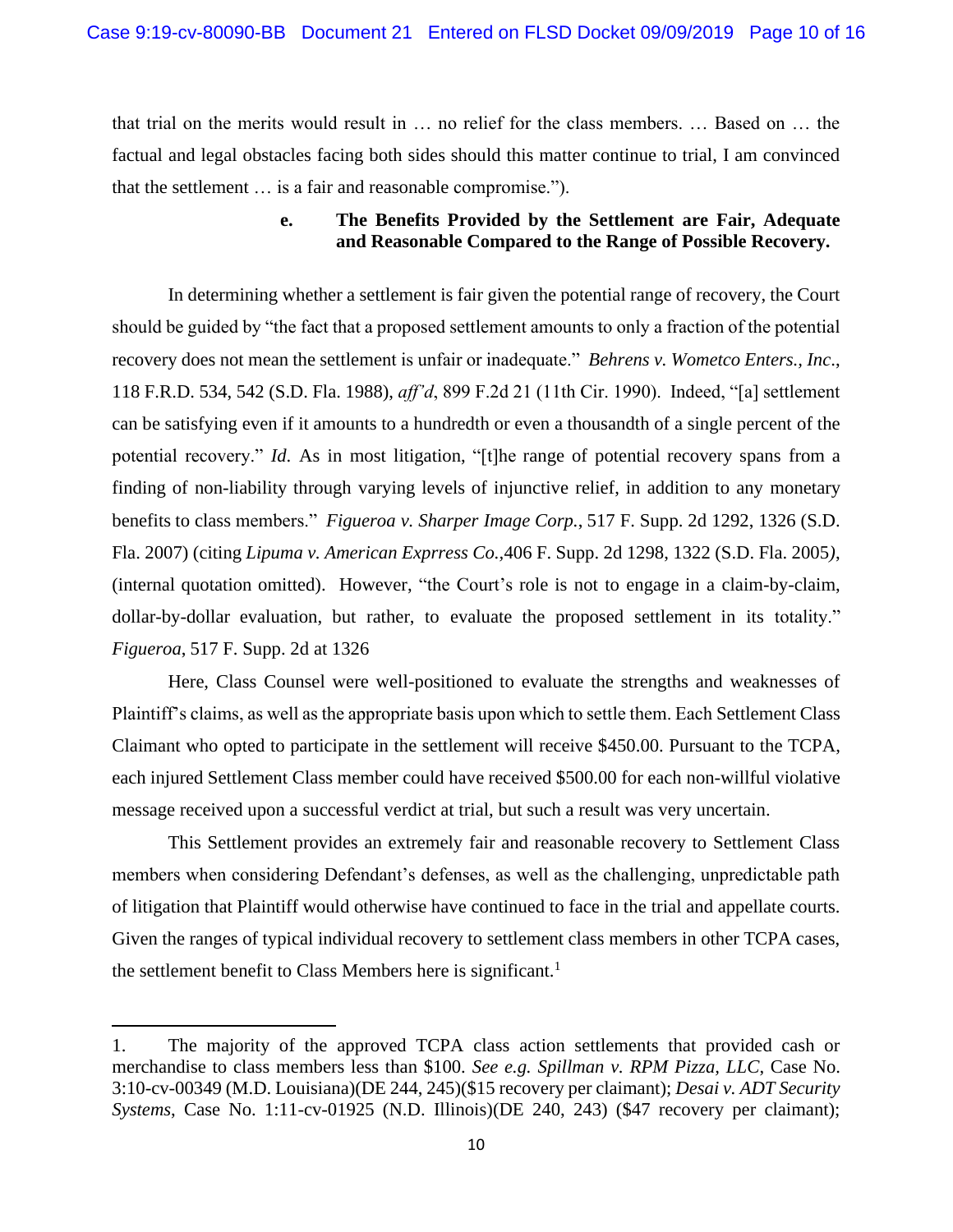that trial on the merits would result in … no relief for the class members. … Based on … the factual and legal obstacles facing both sides should this matter continue to trial, I am convinced that the settlement … is a fair and reasonable compromise.").

**e. The Benefits Provided by the Settlement are Fair, Adequate and Reasonable Compared to the Range of Possible Recovery.**

In determining whether a settlement is fair given the potential range of recovery, the Court should be guided by "the fact that a proposed settlement amounts to only a fraction of the potential recovery does not mean the settlement is unfair or inadequate." *Behrens v. Wometco Enters., Inc.*, 118 F.R.D. 534, 542 (S.D. Fla. 1988), *aff'd*, 899 F.2d 21 (11th Cir. 1990). Indeed, "[a] settlement can be satisfying even if it amounts to a hundredth or even a thousandth of a single percent of the potential recovery." *Id*. As in most litigation, "[t]he range of potential recovery spans from a finding of non-liability through varying levels of injunctive relief, in addition to any monetary benefits to class members." *Figueroa v. Sharper Image Corp.*, 517 F. Supp. 2d 1292, 1326 (S.D. Fla. 2007) (citing *Lipuma v. American Exprress Co.*,406 F. Supp. 2d 1298, 1322 (S.D. Fla. 2005), (internal quotation omitted). However, "the Court's role is not to engage in a claim-by-claim, dollar-by-dollar evaluation, but rather, to evaluate the proposed settlement in its totality." *Figueroa*, 517 F. Supp. 2d at 1326

Here, Class Counsel were well-positioned to evaluate the strengths and weaknesses of Plaintiff's claims, as well as the appropriate basis upon which to settle them. Each Settlement Class Claimant who opted to participate in the settlement will receive $450.00. Pursuant to the TCPA, each injured Settlement Class member could have received $500.00 for each non-willful violative message received upon a successful verdict at trial, but such a result was very uncertain.

This Settlement provides an extremely fair and reasonable recovery to Settlement Class members when considering Defendant's defenses, as well as the challenging, unpredictable path of litigation that Plaintiff would otherwise have continued to face in the trial and appellate courts. Given the ranges of typical individual recovery to settlement class members in other TCPA cases, the settlement benefit to Class Members here is significant.[1]

---

1. The majority of the approved TCPA class action settlements that provided cash or merchandise to class members less than $100. *See e.g. Spillman v. RPM Pizza, LLC*, Case No. 3:10-cv-00349 (M.D. Louisiana)(DE 244, 245)($15 recovery per claimant); *Desai v. ADT Security Systems*, Case No. 1:11-cv-01925 (N.D. Illinois)(DE 240, 243) ($47 recovery per claimant);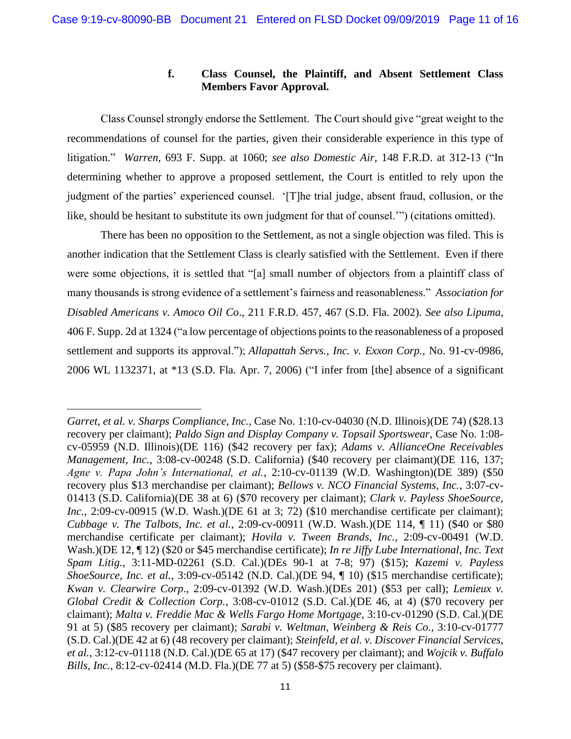### f. Class Counsel, the Plaintiff, and Absent Settlement Class Members Favor Approval.

Class Counsel strongly endorse the Settlement. The Court should give "great weight to the recommendations of counsel for the parties, given their considerable experience in this type of litigation." *Warren*, 693 F. Supp. at 1060; *see also Domestic Air*, 148 F.R.D. at 312-13 ("In determining whether to approve a proposed settlement, the Court is entitled to rely upon the judgment of the parties' experienced counsel. '[T]he trial judge, absent fraud, collusion, or the like, should be hesitant to substitute its own judgment for that of counsel.'") (citations omitted).

There has been no opposition to the Settlement, as not a single objection was filed. This is another indication that the Settlement Class is clearly satisfied with the Settlement. Even if there were some objections, it is settled that "[a] small number of objectors from a plaintiff class of many thousands is strong evidence of a settlement's fairness and reasonableness." *Association for Disabled Americans v. Amoco Oil Co*., 211 F.R.D. 457, 467 (S.D. Fla. 2002). *See also Lipuma*, 406 F. Supp. 2d at 1324 ("a low percentage of objections points to the reasonableness of a proposed settlement and supports its approval."); *Allapattah Servs., Inc. v. Exxon Corp.*, No. 91-cv-0986, 2006 WL 1132371, at *13 (S.D. Fla. Apr. 7, 2006) ("I infer from [the] absence of a significant

---

*Garret, et al. v. Sharps Compliance, Inc.*, Case No. 1:10-cv-04030 (N.D. Illinois)(DE 74) ($28.13 recovery per claimant); *Paldo Sign and Display Company v. Topsail Sportswear*, Case No. 1:08-cv-05959 (N.D. Illinois)(DE 116) ($42 recovery per fax); *Adams v. AllianceOne Receivables Management, Inc.*, 3:08-cv-00248 (S.D. California) ($40 recovery per claimant)(DE 116, 137; *Agne v. Papa John's International, et al.*, 2:10-cv-01139 (W.D. Washington)(DE 389) ($50 recovery plus $13 merchandise per claimant); *Bellows v. NCO Financial Systems, Inc.*, 3:07-cv-01413 (S.D. California)(DE 38 at 6) ($70 recovery per claimant); *Clark v. Payless ShoeSource, Inc.*, 2:09-cv-00915 (W.D. Wash.)(DE 61 at 3; 72) ($10 merchandise certificate per claimant); *Cubbage v. The Talbots, Inc. et al.*, 2:09-cv-00911 (W.D. Wash.)(DE 114, ¶ 11) ($40 or $80 merchandise certificate per claimant); *Hovila v. Tween Brands, Inc.*, 2:09-cv-00491 (W.D. Wash.)(DE 12, ¶ 12) ($20 or $45 merchandise certificate); *In re Jiffy Lube International, Inc. Text Spam Litig.*, 3:11-MD-02261 (S.D. Cal.)(DEs 90-1 at 7-8; 97) ($15); *Kazemi v. Payless ShoeSource, Inc. et al.*, 3:09-cv-05142 (N.D. Cal.)(DE 94, ¶ 10) ($15 merchandise certificate); *Kwan v. Clearwire Corp*., 2:09-cv-01392 (W.D. Wash.)(DEs 201) ($53 per call); *Lemieux v. Global Credit & Collection Corp.*, 3:08-cv-01012 (S.D. Cal.)(DE 46, at 4) ($70 recovery per claimant); *Malta v. Freddie Mac & Wells Fargo Home Mortgage*, 3:10-cv-01290 (S.D. Cal.)(DE 91 at 5) ($85 recovery per claimant); *Sarabi v. Weltman, Weinberg & Reis Co.*, 3:10-cv-01777 (S.D. Cal.)(DE 42 at 6) (48 recovery per claimant); *Steinfeld, et al. v. Discover Financial Services, et al.*, 3:12-cv-01118 (N.D. Cal.)(DE 65 at 17) ($47 recovery per claimant); and *Wojcik v. Buffalo Bills, Inc.*, 8:12-cv-02414 (M.D. Fla.)(DE 77 at 5) ($58-$75 recovery per claimant).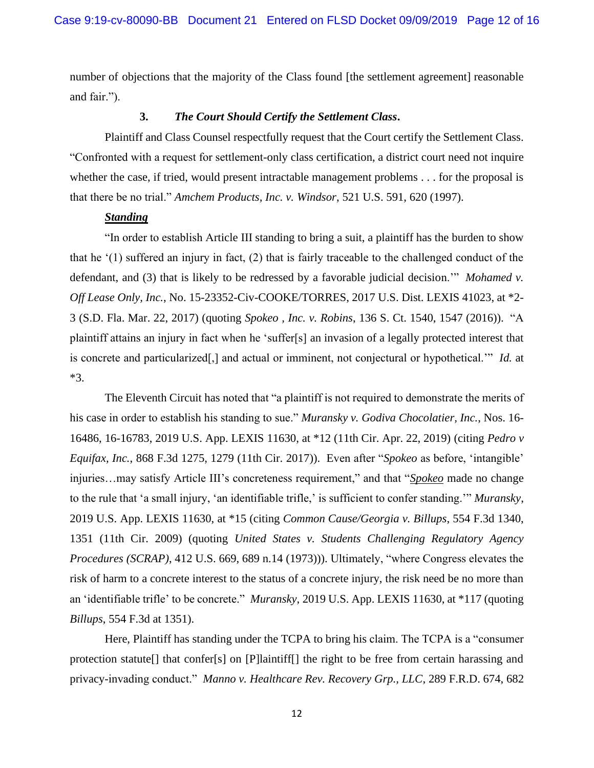number of objections that the majority of the Class found [the settlement agreement] reasonable and fair.").

### 3. *The Court Should Certify the Settlement Class.*

Plaintiff and Class Counsel respectfully request that the Court certify the Settlement Class. "Confronted with a request for settlement-only class certification, a district court need not inquire whether the case, if tried, would present intractable management problems . . . for the proposal is that there be no trial." *Amchem Products, Inc. v. Windsor*, 521 U.S. 591, 620 (1997).

***Standing***

"In order to establish Article III standing to bring a suit, a plaintiff has the burden to show that he '(1) suffered an injury in fact, (2) that is fairly traceable to the challenged conduct of the defendant, and (3) that is likely to be redressed by a favorable judicial decision.'" *Mohamed v. Off Lease Only, Inc.*, No. 15-23352-Civ-COOKE/TORRES, 2017 U.S. Dist. LEXIS 41023, at *2-3 (S.D. Fla. Mar. 22, 2017) (quoting *Spokeo , Inc. v. Robins*, 136 S. Ct. 1540, 1547 (2016)). "A plaintiff attains an injury in fact when he 'suffer[s] an invasion of a legally protected interest that is concrete and particularized[,] and actual or imminent, not conjectural or hypothetical.'" *Id.* at *3.

The Eleventh Circuit has noted that "a plaintiff is not required to demonstrate the merits of his case in order to establish his standing to sue." *Muransky v. Godiva Chocolatier, Inc.*, Nos. 16-16486, 16-16783, 2019 U.S. App. LEXIS 11630, at *12 (11th Cir. Apr. 22, 2019) (citing *Pedro v Equifax, Inc.*, 868 F.3d 1275, 1279 (11th Cir. 2017)). Even after "*Spokeo* as before, 'intangible' injuries…may satisfy Article III's concreteness requirement," and that "***Spokeo*** made no change to the rule that 'a small injury, 'an identifiable trifle,' is sufficient to confer standing.'" *Muransky*, 2019 U.S. App. LEXIS 11630, at *15 (citing *Common Cause/Georgia v. Billups*, 554 F.3d 1340, 1351 (11th Cir. 2009) (quoting *United States v. Students Challenging Regulatory Agency Procedures (SCRAP)*, 412 U.S. 669, 689 n.14 (1973))). Ultimately, "where Congress elevates the risk of harm to a concrete interest to the status of a concrete injury, the risk need be no more than an 'identifiable trifle' to be concrete." *Muransky*, 2019 U.S. App. LEXIS 11630, at *117 (quoting *Billups*, 554 F.3d at 1351).

Here, Plaintiff has standing under the TCPA to bring his claim. The TCPA is a "consumer protection statute[] that confer[s] on [P]laintiff[] the right to be free from certain harassing and privacy-invading conduct." *Manno v. Healthcare Rev. Recovery Grp., LLC*, 289 F.R.D. 674, 682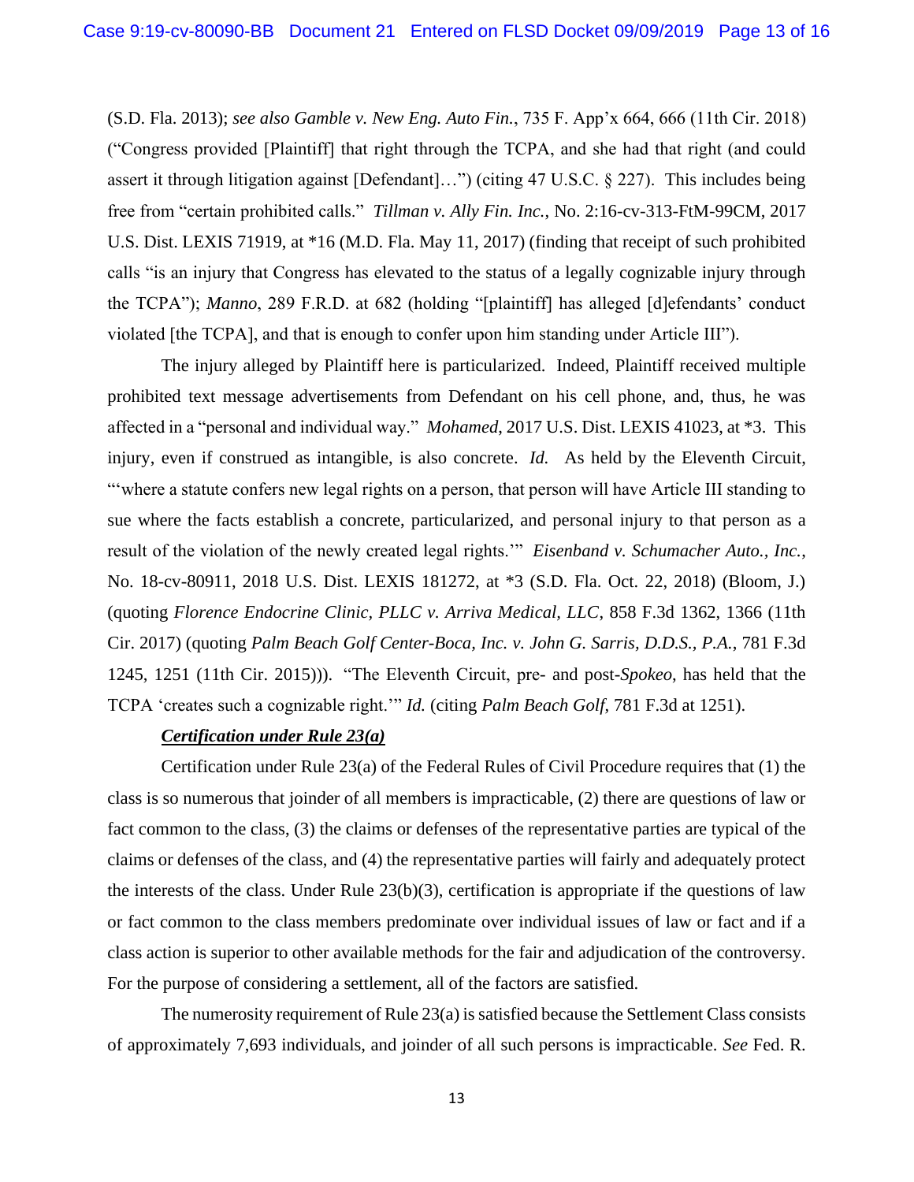(S.D. Fla. 2013); *see also Gamble v. New Eng. Auto Fin.*, 735 F. App'x 664, 666 (11th Cir. 2018) ("Congress provided [Plaintiff] that right through the TCPA, and she had that right (and could assert it through litigation against [Defendant]…") (citing 47 U.S.C. § 227). This includes being free from "certain prohibited calls." *Tillman v. Ally Fin. Inc.*, No. 2:16-cv-313-FtM-99CM, 2017 U.S. Dist. LEXIS 71919, at *16 (M.D. Fla. May 11, 2017) (finding that receipt of such prohibited calls "is an injury that Congress has elevated to the status of a legally cognizable injury through the TCPA"); *Manno*, 289 F.R.D. at 682 (holding "[plaintiff] has alleged [d]efendants' conduct violated [the TCPA], and that is enough to confer upon him standing under Article III").

The injury alleged by Plaintiff here is particularized. Indeed, Plaintiff received multiple prohibited text message advertisements from Defendant on his cell phone, and, thus, he was affected in a "personal and individual way." *Mohamed*, 2017 U.S. Dist. LEXIS 41023, at *3. This injury, even if construed as intangible, is also concrete. *Id.* As held by the Eleventh Circuit, "'where a statute confers new legal rights on a person, that person will have Article III standing to sue where the facts establish a concrete, particularized, and personal injury to that person as a result of the violation of the newly created legal rights.'" *Eisenband v. Schumacher Auto., Inc.*, No. 18-cv-80911, 2018 U.S. Dist. LEXIS 181272, at *3 (S.D. Fla. Oct. 22, 2018) (Bloom, J.) (quoting *Florence Endocrine Clinic, PLLC v. Arriva Medical, LLC*, 858 F.3d 1362, 1366 (11th Cir. 2017) (quoting *Palm Beach Golf Center-Boca, Inc. v. John G. Sarris, D.D.S., P.A.*, 781 F.3d 1245, 1251 (11th Cir. 2015))). "The Eleventh Circuit, pre- and post-*Spokeo*, has held that the TCPA 'creates such a cognizable right.'" *Id.* (citing *Palm Beach Golf*, 781 F.3d at 1251).

***Certification under Rule 23(a)***

Certification under Rule 23(a) of the Federal Rules of Civil Procedure requires that (1) the class is so numerous that joinder of all members is impracticable, (2) there are questions of law or fact common to the class, (3) the claims or defenses of the representative parties are typical of the claims or defenses of the class, and (4) the representative parties will fairly and adequately protect the interests of the class. Under Rule 23(b)(3), certification is appropriate if the questions of law or fact common to the class members predominate over individual issues of law or fact and if a class action is superior to other available methods for the fair and adjudication of the controversy. For the purpose of considering a settlement, all of the factors are satisfied.

The numerosity requirement of Rule 23(a) is satisfied because the Settlement Class consists of approximately 7,693 individuals, and joinder of all such persons is impracticable. *See* Fed. R.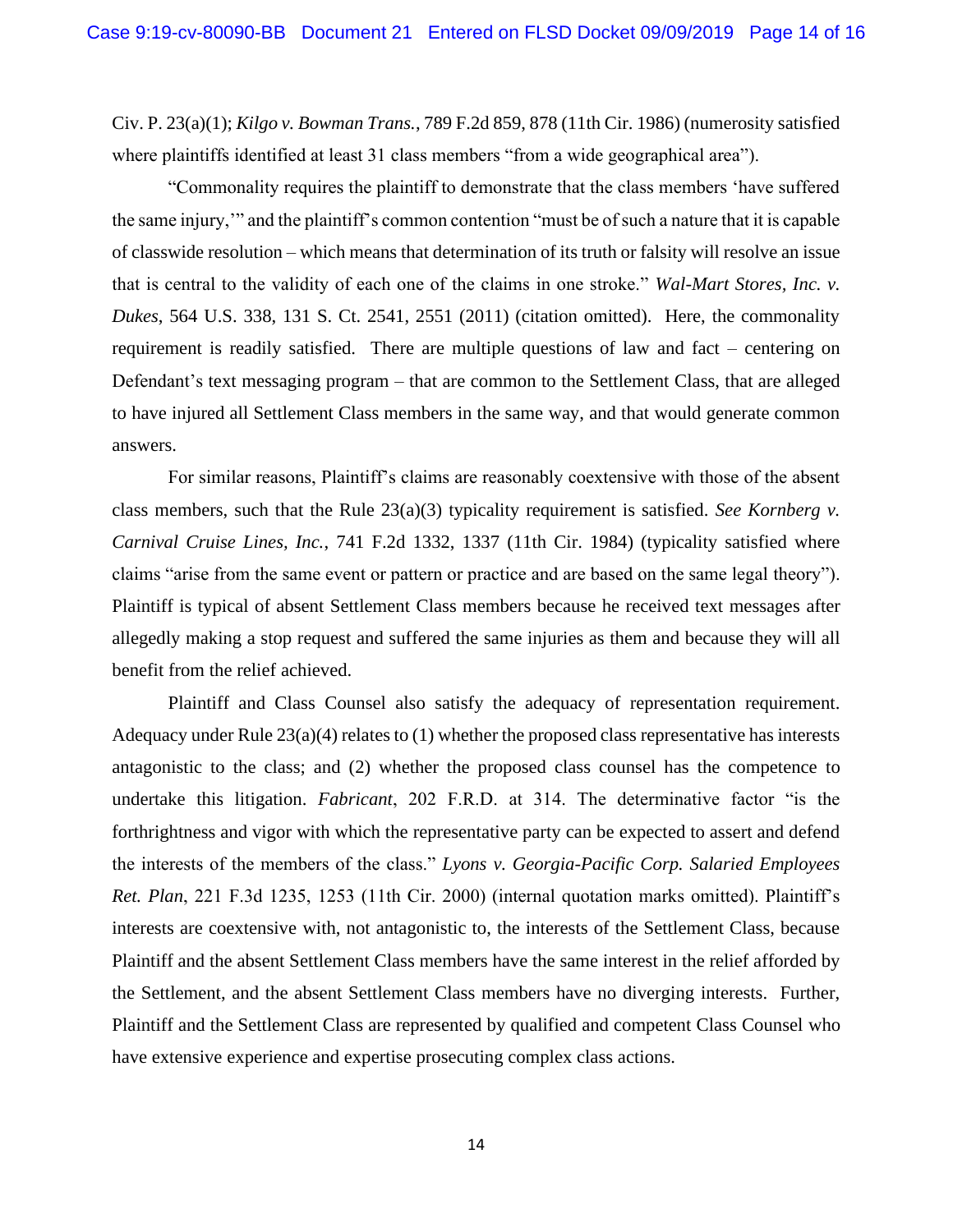Civ. P. 23(a)(1); *Kilgo v. Bowman Trans.*, 789 F.2d 859, 878 (11th Cir. 1986) (numerosity satisfied where plaintiffs identified at least 31 class members "from a wide geographical area").

"Commonality requires the plaintiff to demonstrate that the class members 'have suffered the same injury,'" and the plaintiff's common contention "must be of such a nature that it is capable of classwide resolution – which means that determination of its truth or falsity will resolve an issue that is central to the validity of each one of the claims in one stroke." *Wal-Mart Stores, Inc. v. Dukes*, 564 U.S. 338, 131 S. Ct. 2541, 2551 (2011) (citation omitted). Here, the commonality requirement is readily satisfied. There are multiple questions of law and fact – centering on Defendant's text messaging program – that are common to the Settlement Class, that are alleged to have injured all Settlement Class members in the same way, and that would generate common answers.

For similar reasons, Plaintiff's claims are reasonably coextensive with those of the absent class members, such that the Rule 23(a)(3) typicality requirement is satisfied. *See Kornberg v. Carnival Cruise Lines, Inc.*, 741 F.2d 1332, 1337 (11th Cir. 1984) (typicality satisfied where claims "arise from the same event or pattern or practice and are based on the same legal theory"). Plaintiff is typical of absent Settlement Class members because he received text messages after allegedly making a stop request and suffered the same injuries as them and because they will all benefit from the relief achieved.

Plaintiff and Class Counsel also satisfy the adequacy of representation requirement. Adequacy under Rule 23(a)(4) relates to (1) whether the proposed class representative has interests antagonistic to the class; and (2) whether the proposed class counsel has the competence to undertake this litigation. *Fabricant*, 202 F.R.D. at 314. The determinative factor "is the forthrightness and vigor with which the representative party can be expected to assert and defend the interests of the members of the class." *Lyons v. Georgia-Pacific Corp. Salaried Employees Ret. Plan*, 221 F.3d 1235, 1253 (11th Cir. 2000) (internal quotation marks omitted). Plaintiff's interests are coextensive with, not antagonistic to, the interests of the Settlement Class, because Plaintiff and the absent Settlement Class members have the same interest in the relief afforded by the Settlement, and the absent Settlement Class members have no diverging interests. Further, Plaintiff and the Settlement Class are represented by qualified and competent Class Counsel who have extensive experience and expertise prosecuting complex class actions.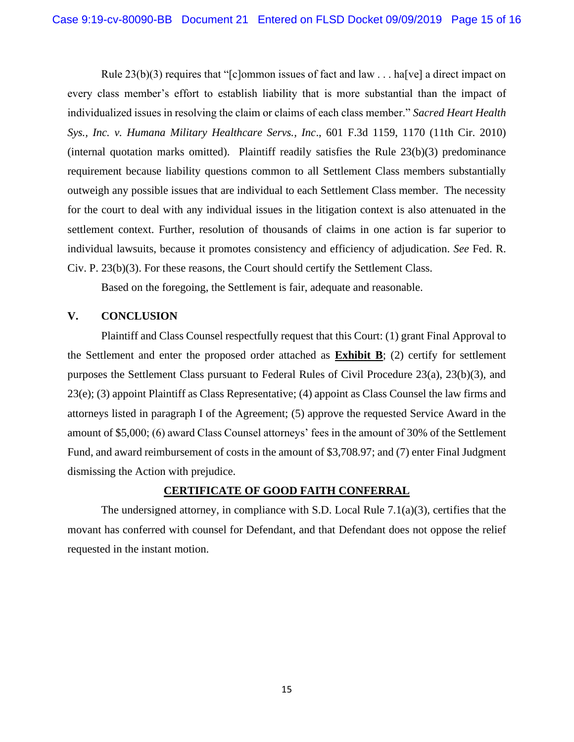Rule 23(b)(3) requires that "[c]ommon issues of fact and law . . . ha[ve] a direct impact on every class member's effort to establish liability that is more substantial than the impact of individualized issues in resolving the claim or claims of each class member." *Sacred Heart Health Sys., Inc. v. Humana Military Healthcare Servs., Inc*., 601 F.3d 1159, 1170 (11th Cir. 2010) (internal quotation marks omitted). Plaintiff readily satisfies the Rule 23(b)(3) predominance requirement because liability questions common to all Settlement Class members substantially outweigh any possible issues that are individual to each Settlement Class member. The necessity for the court to deal with any individual issues in the litigation context is also attenuated in the settlement context. Further, resolution of thousands of claims in one action is far superior to individual lawsuits, because it promotes consistency and efficiency of adjudication. *See* Fed. R. Civ. P. 23(b)(3). For these reasons, the Court should certify the Settlement Class.

Based on the foregoing, the Settlement is fair, adequate and reasonable.

## V. CONCLUSION

Plaintiff and Class Counsel respectfully request that this Court: (1) grant Final Approval to the Settlement and enter the proposed order attached as **Exhibit B**; (2) certify for settlement purposes the Settlement Class pursuant to Federal Rules of Civil Procedure 23(a), 23(b)(3), and 23(e); (3) appoint Plaintiff as Class Representative; (4) appoint as Class Counsel the law firms and attorneys listed in paragraph I of the Agreement; (5) approve the requested Service Award in the amount of $5,000; (6) award Class Counsel attorneys' fees in the amount of 30% of the Settlement Fund, and award reimbursement of costs in the amount of $3,708.97; and (7) enter Final Judgment dismissing the Action with prejudice.

**CERTIFICATE OF GOOD FAITH CONFERRAL**

The undersigned attorney, in compliance with S.D. Local Rule 7.1(a)(3), certifies that the movant has conferred with counsel for Defendant, and that Defendant does not oppose the relief requested in the instant motion.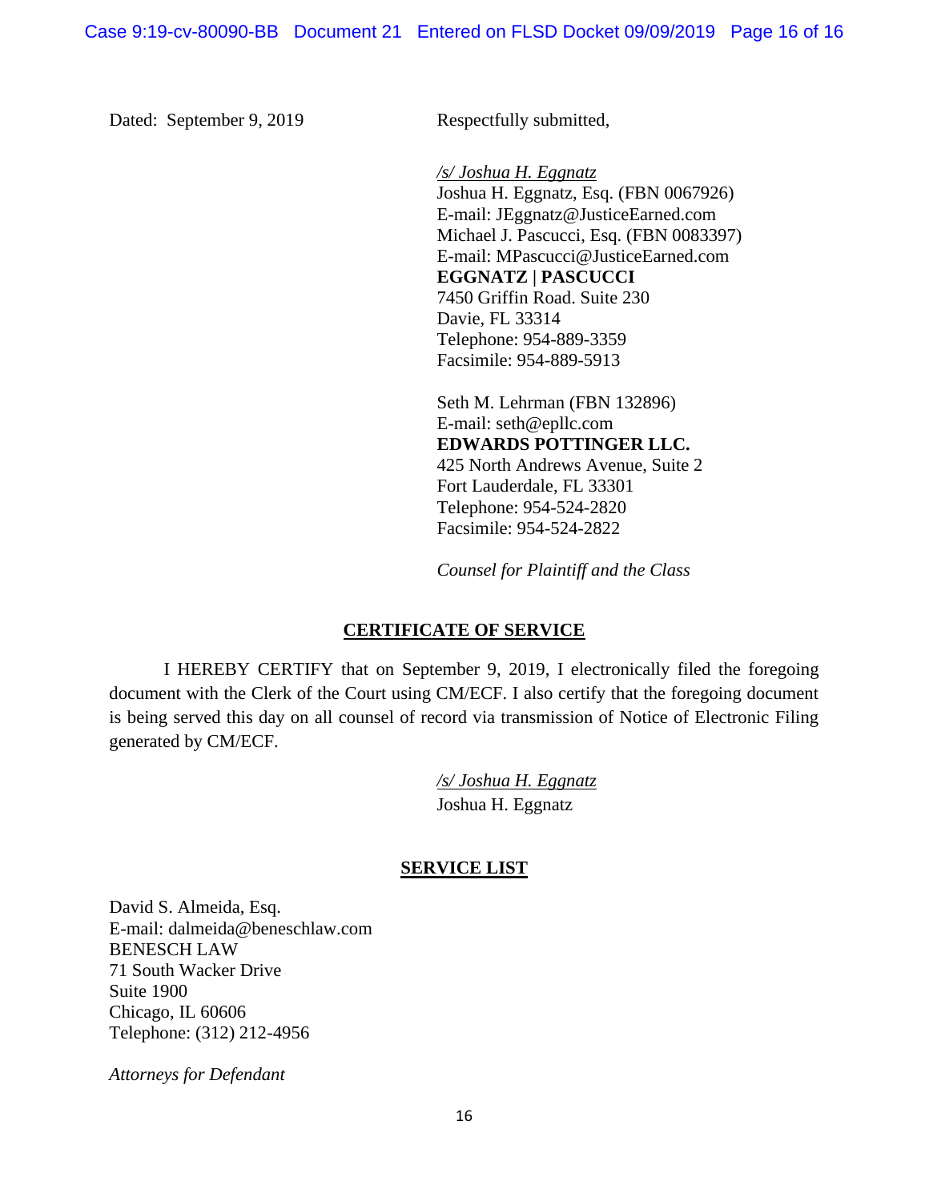Dated: September 9, 2019

Respectfully submitted,

*/s/ Joshua H. Eggnatz*
Joshua H. Eggnatz, Esq. (FBN 0067926)
E-mail: JEggnatz@JusticeEarned.com
Michael J. Pascucci, Esq. (FBN 0083397)
E-mail: MPascucci@JusticeEarned.com
**EGGNATZ | PASCUCCI**
7450 Griffin Road. Suite 230
Davie, FL 33314
Telephone: 954-889-3359
Facsimile: 954-889-5913

Seth M. Lehrman (FBN 132896)
E-mail: seth@epllc.com
**EDWARDS POTTINGER LLC.**
425 North Andrews Avenue, Suite 2
Fort Lauderdale, FL 33301
Telephone: 954-524-2820
Facsimile: 954-524-2822

*Counsel for Plaintiff and the Class*

## CERTIFICATE OF SERVICE

I HEREBY CERTIFY that on September 9, 2019, I electronically filed the foregoing document with the Clerk of the Court using CM/ECF. I also certify that the foregoing document is being served this day on all counsel of record via transmission of Notice of Electronic Filing generated by CM/ECF.

*/s/ Joshua H. Eggnatz*
Joshua H. Eggnatz

## SERVICE LIST

David S. Almeida, Esq.
E-mail: dalmeida@beneschlaw.com
BENESCH LAW
71 South Wacker Drive
Suite 1900
Chicago, IL 60606
Telephone: (312) 212-4956

*Attorneys for Defendant*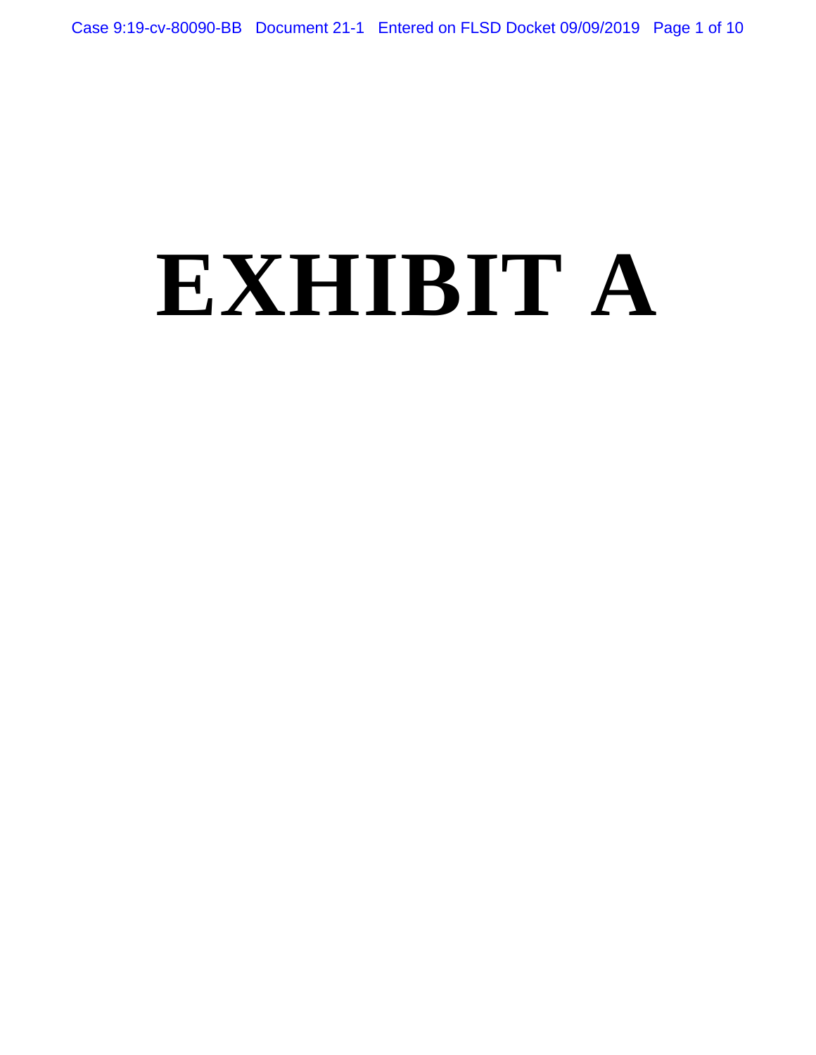# EXHIBIT A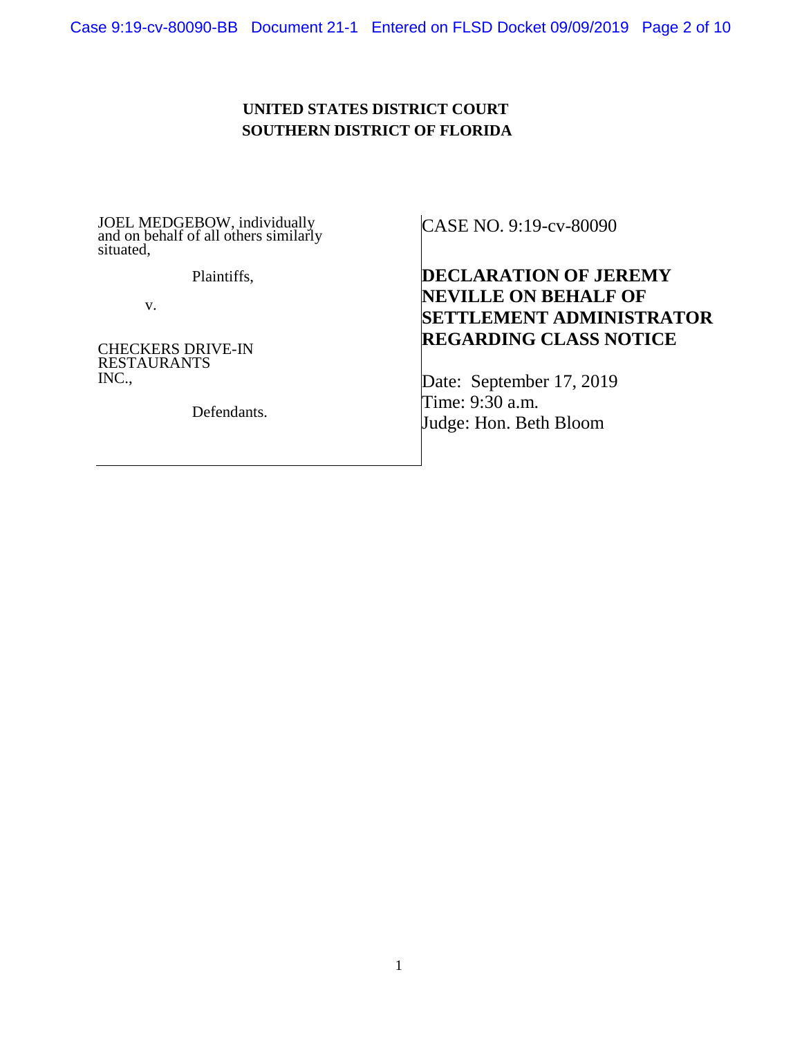**UNITED STATES DISTRICT COURT**
**SOUTHERN DISTRICT OF FLORIDA**

| | |
|---|---|
| JOEL MEDGEBOW, individually and on behalf of all others similarly situated,<br><br>Plaintiffs,<br><br>v.<br><br>CHECKERS DRIVE-IN RESTAURANTS INC.,<br><br>Defendants. | CASE NO. 9:19-cv-80090<br><br>**DECLARATION OF JEREMY NEVILLE ON BEHALF OF SETTLEMENT ADMINISTRATOR REGARDING CLASS NOTICE**<br><br>Date: September 17, 2019<br>Time: 9:30 a.m.<br>Judge: Hon. Beth Bloom |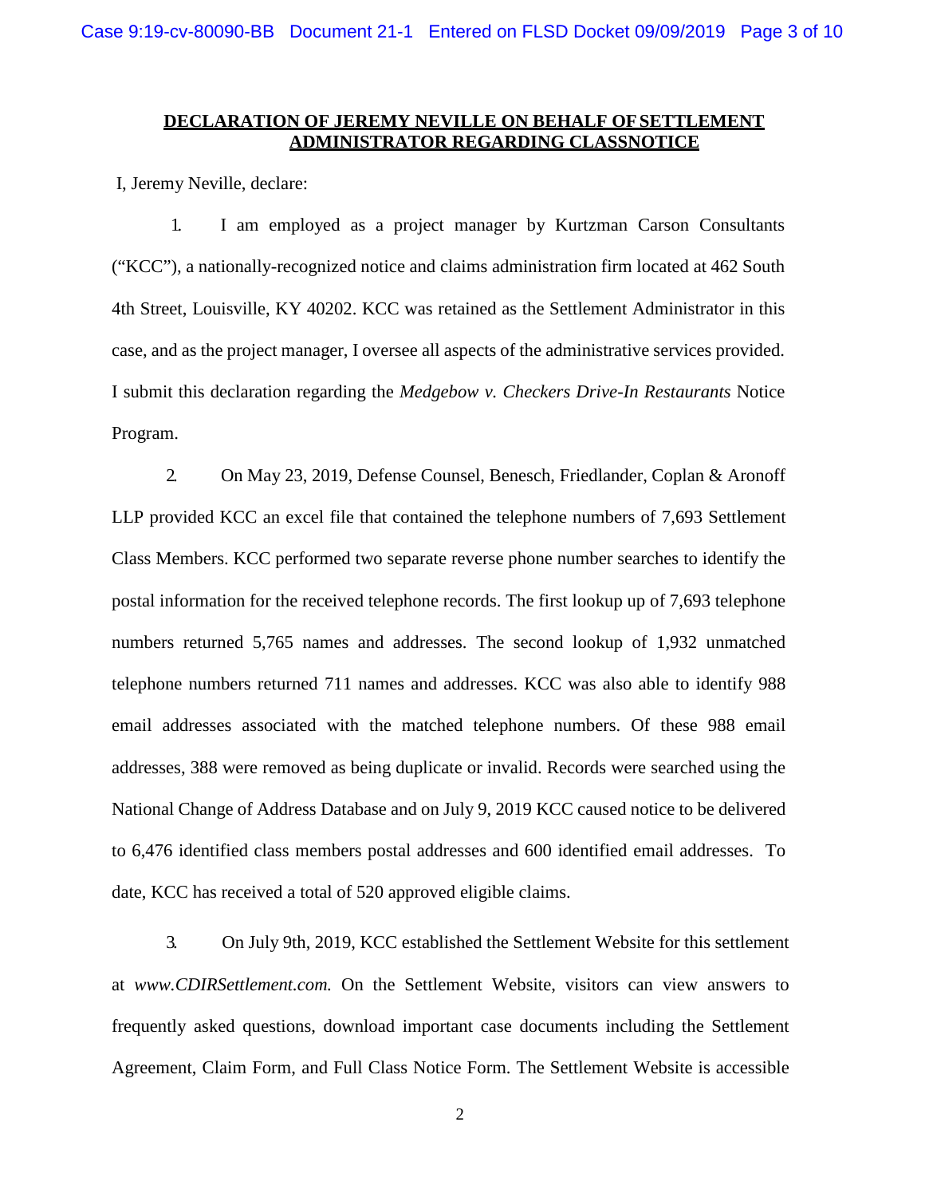## DECLARATION OF JEREMY NEVILLE ON BEHALF OF SETTLEMENT ADMINISTRATOR REGARDING CLASSNOTICE

I, Jeremy Neville, declare:

1. I am employed as a project manager by Kurtzman Carson Consultants ("KCC"), a nationally-recognized notice and claims administration firm located at 462 South 4th Street, Louisville, KY 40202. KCC was retained as the Settlement Administrator in this case, and as the project manager, I oversee all aspects of the administrative services provided. I submit this declaration regarding the *Medgebow v. Checkers Drive-In Restaurants* Notice Program.

2. On May 23, 2019, Defense Counsel, Benesch, Friedlander, Coplan & Aronoff LLP provided KCC an excel file that contained the telephone numbers of 7,693 Settlement Class Members. KCC performed two separate reverse phone number searches to identify the postal information for the received telephone records. The first lookup up of 7,693 telephone numbers returned 5,765 names and addresses. The second lookup of 1,932 unmatched telephone numbers returned 711 names and addresses. KCC was also able to identify 988 email addresses associated with the matched telephone numbers. Of these 988 email addresses, 388 were removed as being duplicate or invalid. Records were searched using the National Change of Address Database and on July 9, 2019 KCC caused notice to be delivered to 6,476 identified class members postal addresses and 600 identified email addresses. To date, KCC has received a total of 520 approved eligible claims.

3. On July 9th, 2019, KCC established the Settlement Website for this settlement at *www.CDIRSettlement.com.* On the Settlement Website, visitors can view answers to frequently asked questions, download important case documents including the Settlement Agreement, Claim Form, and Full Class Notice Form. The Settlement Website is accessible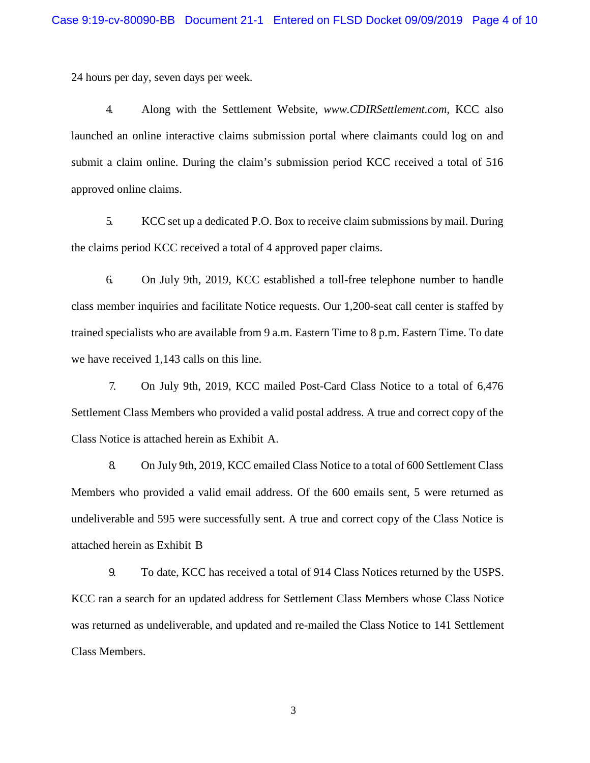24 hours per day, seven days per week.

4. Along with the Settlement Website, *www.CDIRSettlement.com*, KCC also launched an online interactive claims submission portal where claimants could log on and submit a claim online. During the claim's submission period KCC received a total of 516 approved online claims.

5. KCC set up a dedicated P.O. Box to receive claim submissions by mail. During the claims period KCC received a total of 4 approved paper claims.

6. On July 9th, 2019, KCC established a toll-free telephone number to handle class member inquiries and facilitate Notice requests. Our 1,200-seat call center is staffed by trained specialists who are available from 9 a.m. Eastern Time to 8 p.m. Eastern Time. To date we have received 1,143 calls on this line.

7. On July 9th, 2019, KCC mailed Post-Card Class Notice to a total of 6,476 Settlement Class Members who provided a valid postal address. A true and correct copy of the Class Notice is attached herein as Exhibit A.

8. On July 9th, 2019, KCC emailed Class Notice to a total of 600 Settlement Class Members who provided a valid email address. Of the 600 emails sent, 5 were returned as undeliverable and 595 were successfully sent. A true and correct copy of the Class Notice is attached herein as Exhibit B

9. To date, KCC has received a total of 914 Class Notices returned by the USPS. KCC ran a search for an updated address for Settlement Class Members whose Class Notice was returned as undeliverable, and updated and re-mailed the Class Notice to 141 Settlement Class Members.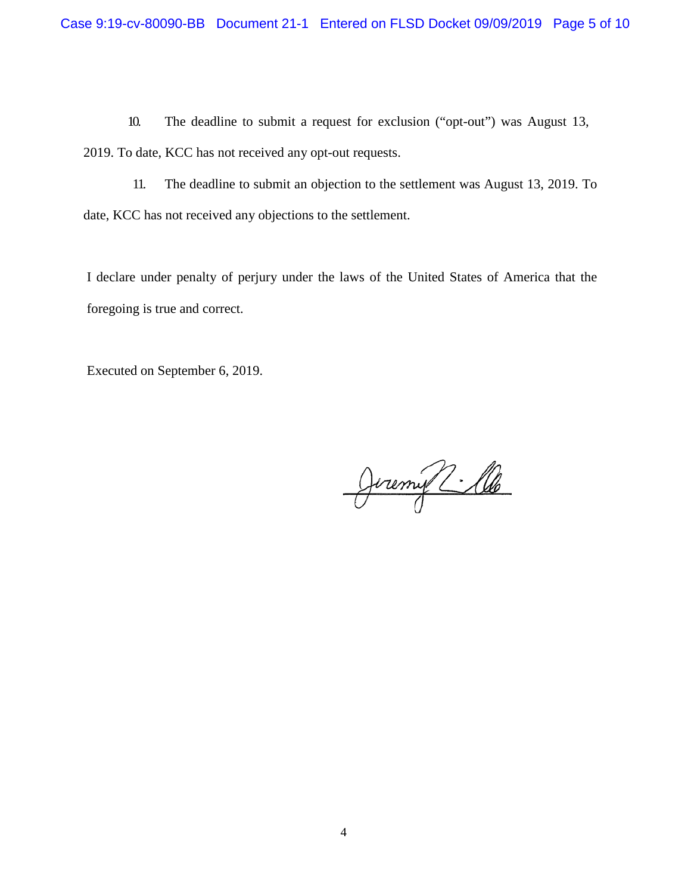10. The deadline to submit a request for exclusion ("opt-out") was August 13, 2019. To date, KCC has not received any opt-out requests.

11. The deadline to submit an objection to the settlement was August 13, 2019. To date, KCC has not received any objections to the settlement.

I declare under penalty of perjury under the laws of the United States of America that the foregoing is true and correct.

Executed on September 6, 2019.

Jeremy R. Ho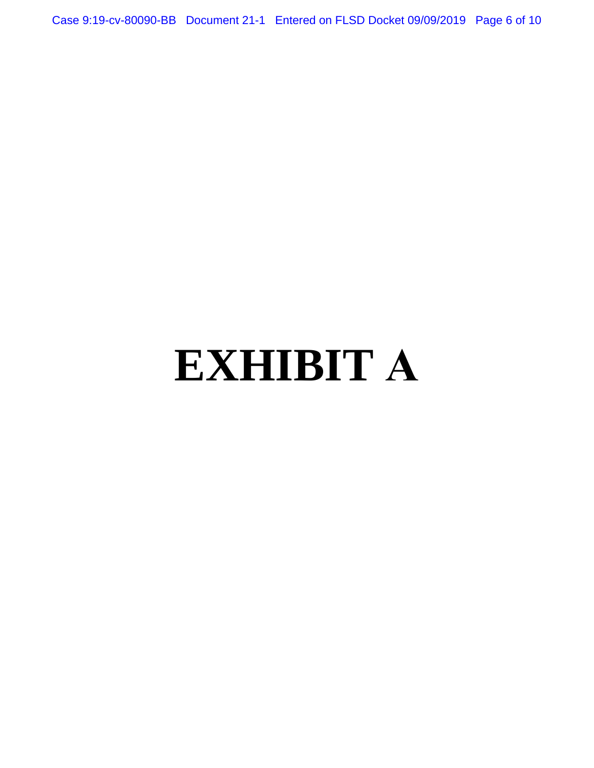# EXHIBIT A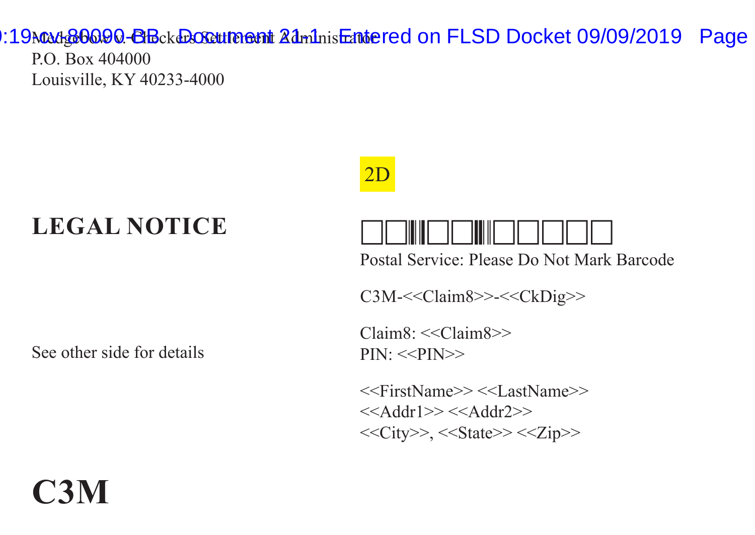Madgobow v. Checkers Settlement Administrator
P.O. Box 404000
Louisville, KY 40233-4000

2D

# LEGAL NOTICE

Postal Service: Please Do Not Mark Barcode

C3M-<<Claim8>>-<<CkDig>>

Claim8: <<Claim8>>
PIN: <<PIN>>

See other side for details

<<FirstName>> <<LastName>>
<<Addr1>> <<Addr2>>
<<City>>, <<State>> <<Zip>>

# C3M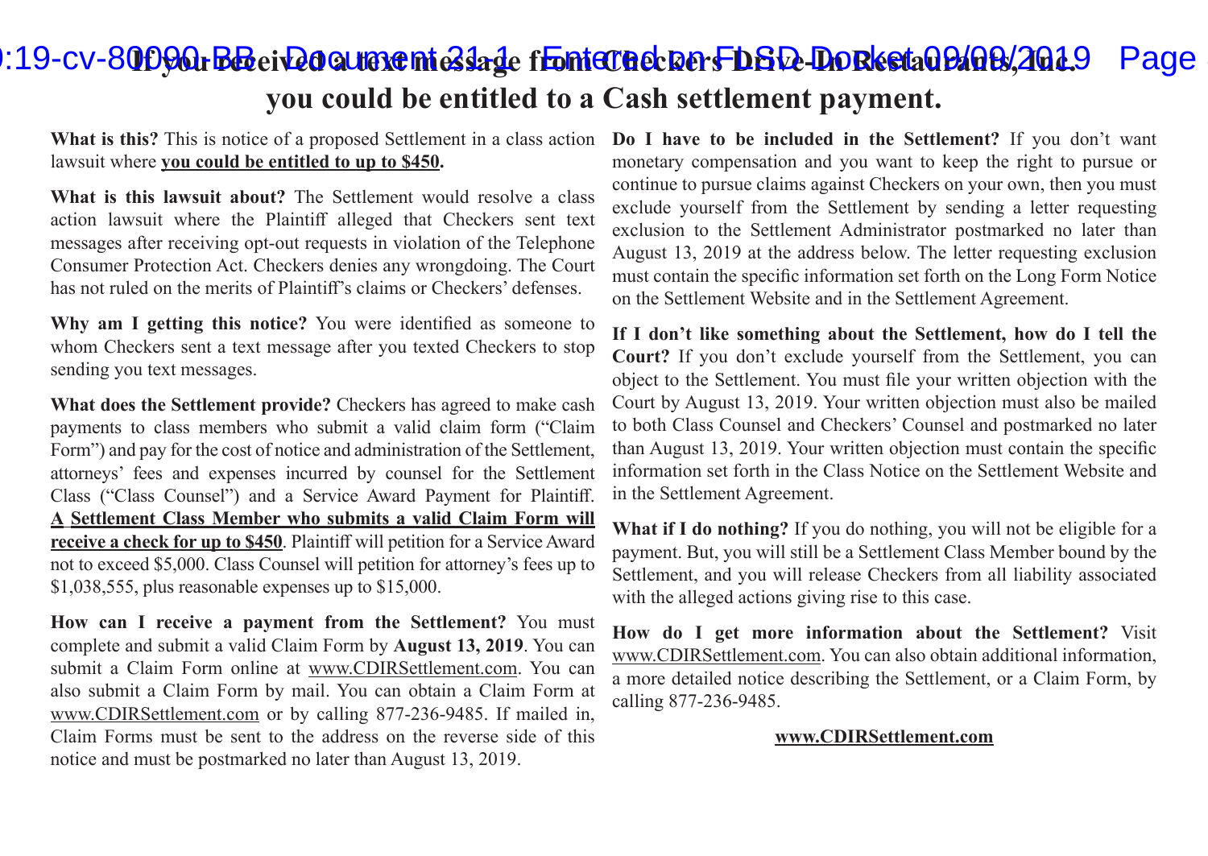# If you received a text message from Checkers Drive-In Restaurants, Inc. you could be entitled to a Cash settlement payment.

**What is this?** This is notice of a proposed Settlement in a class action lawsuit where **you could be entitled to up to $450.**

**What is this lawsuit about?** The Settlement would resolve a class action lawsuit where the Plaintiff alleged that Checkers sent text messages after receiving opt-out requests in violation of the Telephone Consumer Protection Act. Checkers denies any wrongdoing. The Court has not ruled on the merits of Plaintiff's claims or Checkers' defenses.

**Why am I getting this notice?** You were identified as someone to whom Checkers sent a text message after you texted Checkers to stop sending you text messages.

**What does the Settlement provide?** Checkers has agreed to make cash payments to class members who submit a valid claim form ("Claim Form") and pay for the cost of notice and administration of the Settlement, attorneys' fees and expenses incurred by counsel for the Settlement Class ("Class Counsel") and a Service Award Payment for Plaintiff. **A Settlement Class Member who submits a valid Claim Form will receive a check for up to $450**. Plaintiff will petition for a Service Award not to exceed $5,000. Class Counsel will petition for attorney's fees up to $1,038,555, plus reasonable expenses up to $15,000.

**How can I receive a payment from the Settlement?** You must complete and submit a valid Claim Form by **August 13, 2019**. You can submit a Claim Form online at www.CDIRSettlement.com. You can also submit a Claim Form by mail. You can obtain a Claim Form at www.CDIRSettlement.com or by calling 877-236-9485. If mailed in, Claim Forms must be sent to the address on the reverse side of this notice and must be postmarked no later than August 13, 2019.

**Do I have to be included in the Settlement?** If you don't want monetary compensation and you want to keep the right to pursue or continue to pursue claims against Checkers on your own, then you must exclude yourself from the Settlement by sending a letter requesting exclusion to the Settlement Administrator postmarked no later than August 13, 2019 at the address below. The letter requesting exclusion must contain the specific information set forth on the Long Form Notice on the Settlement Website and in the Settlement Agreement.

**If I don't like something about the Settlement, how do I tell the Court?** If you don't exclude yourself from the Settlement, you can object to the Settlement. You must file your written objection with the Court by August 13, 2019. Your written objection must also be mailed to both Class Counsel and Checkers' Counsel and postmarked no later than August 13, 2019. Your written objection must contain the specific information set forth in the Class Notice on the Settlement Website and in the Settlement Agreement.

**What if I do nothing?** If you do nothing, you will not be eligible for a payment. But, you will still be a Settlement Class Member bound by the Settlement, and you will release Checkers from all liability associated with the alleged actions giving rise to this case.

**How do I get more information about the Settlement?** Visit www.CDIRSettlement.com. You can also obtain additional information, a more detailed notice describing the Settlement, or a Claim Form, by calling 877-236-9485.

**www.CDIRSettlement.com**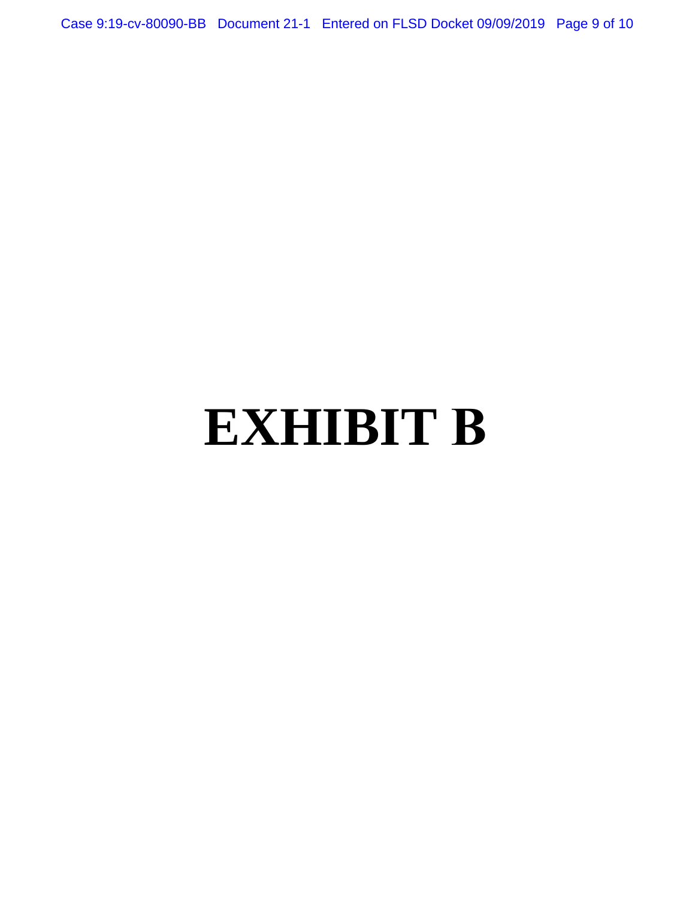# EXHIBIT B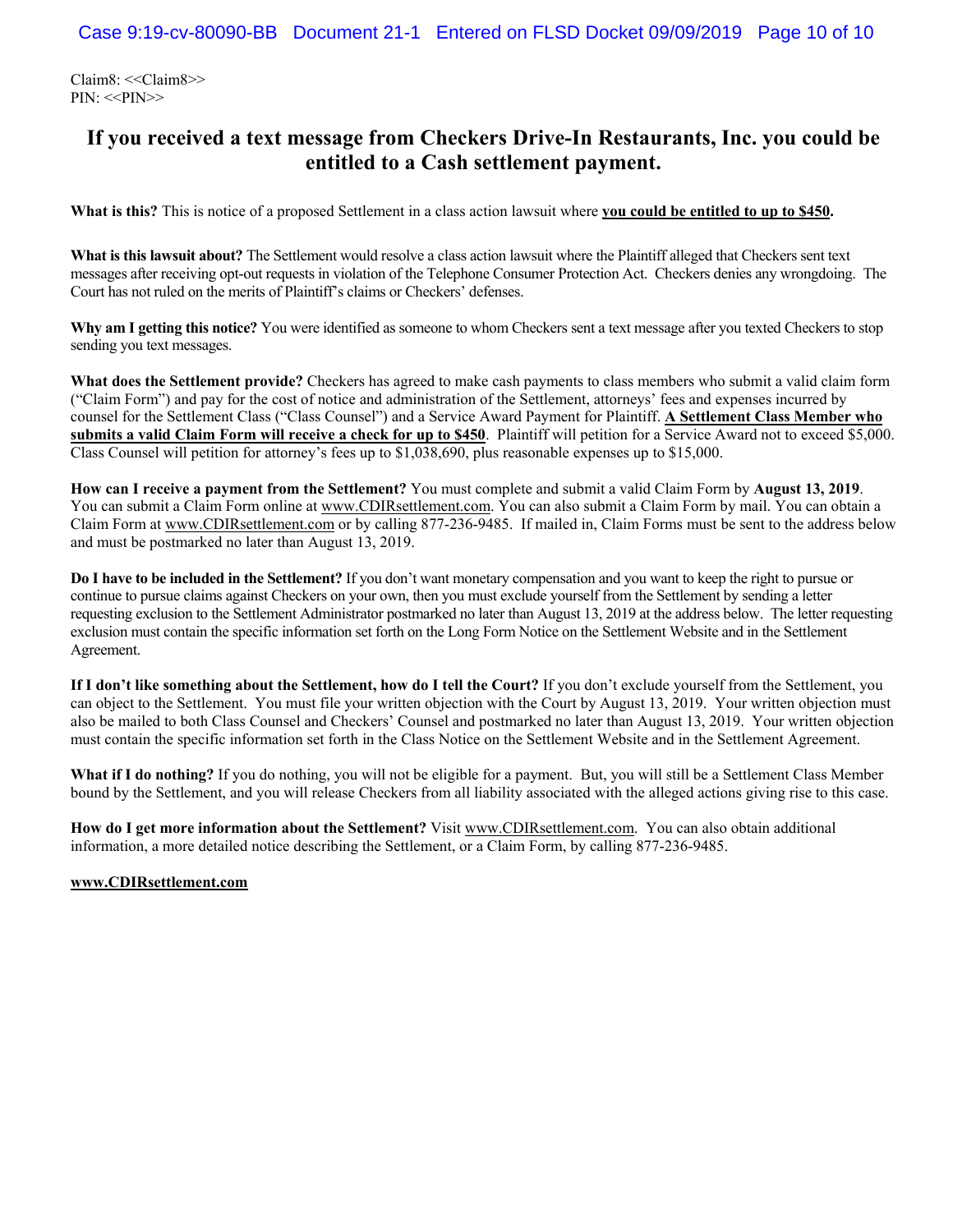Claim8: <<Claim8>>
PIN: <<PIN>>

# If you received a text message from Checkers Drive-In Restaurants, Inc. you could be entitled to a Cash settlement payment.

**What is this?** This is notice of a proposed Settlement in a class action lawsuit where **you could be entitled to up to $450.**

**What is this lawsuit about?** The Settlement would resolve a class action lawsuit where the Plaintiff alleged that Checkers sent text messages after receiving opt-out requests in violation of the Telephone Consumer Protection Act. Checkers denies any wrongdoing. The Court has not ruled on the merits of Plaintiff's claims or Checkers' defenses.

**Why am I getting this notice?** You were identified as someone to whom Checkers sent a text message after you texted Checkers to stop sending you text messages.

**What does the Settlement provide?** Checkers has agreed to make cash payments to class members who submit a valid claim form ("Claim Form") and pay for the cost of notice and administration of the Settlement, attorneys' fees and expenses incurred by counsel for the Settlement Class ("Class Counsel") and a Service Award Payment for Plaintiff. **A Settlement Class Member who submits a valid Claim Form will receive a check for up to $450**. Plaintiff will petition for a Service Award not to exceed $5,000. Class Counsel will petition for attorney's fees up to $1,038,690, plus reasonable expenses up to $15,000.

**How can I receive a payment from the Settlement?** You must complete and submit a valid Claim Form by **August 13, 2019**. You can submit a Claim Form online at www.CDIRsettlement.com. You can also submit a Claim Form by mail. You can obtain a Claim Form at www.CDIRsettlement.com or by calling 877-236-9485. If mailed in, Claim Forms must be sent to the address below and must be postmarked no later than August 13, 2019.

**Do I have to be included in the Settlement?** If you don't want monetary compensation and you want to keep the right to pursue or continue to pursue claims against Checkers on your own, then you must exclude yourself from the Settlement by sending a letter requesting exclusion to the Settlement Administrator postmarked no later than August 13, 2019 at the address below. The letter requesting exclusion must contain the specific information set forth on the Long Form Notice on the Settlement Website and in the Settlement Agreement.

**If I don't like something about the Settlement, how do I tell the Court?** If you don't exclude yourself from the Settlement, you can object to the Settlement. You must file your written objection with the Court by August 13, 2019. Your written objection must also be mailed to both Class Counsel and Checkers' Counsel and postmarked no later than August 13, 2019. Your written objection must contain the specific information set forth in the Class Notice on the Settlement Website and in the Settlement Agreement.

**What if I do nothing?** If you do nothing, you will not be eligible for a payment. But, you will still be a Settlement Class Member bound by the Settlement, and you will release Checkers from all liability associated with the alleged actions giving rise to this case.

**How do I get more information about the Settlement?** Visit www.CDIRsettlement.com. You can also obtain additional information, a more detailed notice describing the Settlement, or a Claim Form, by calling 877-236-9485.

**www.CDIRsettlement.com**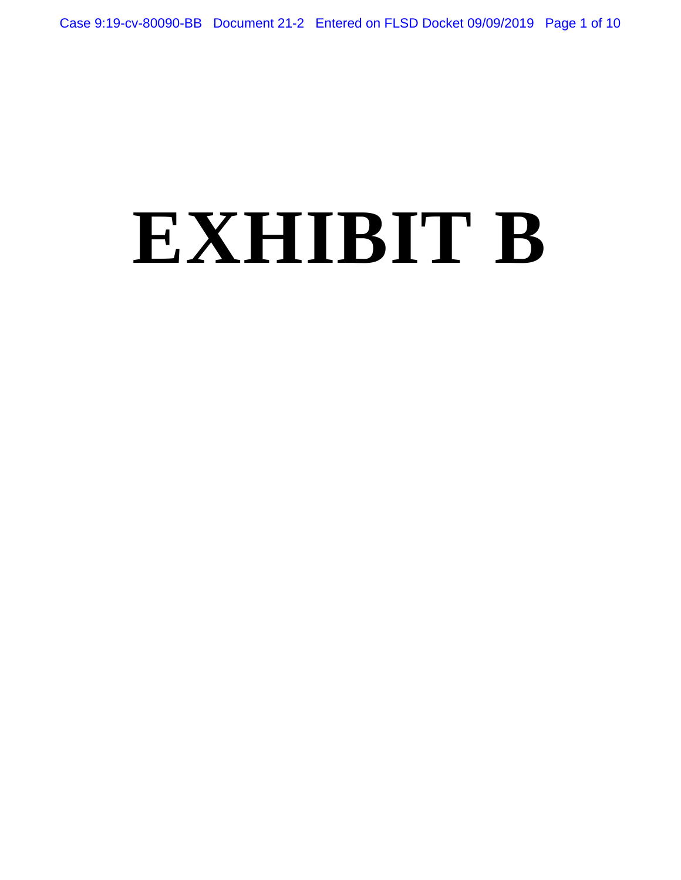# EXHIBIT B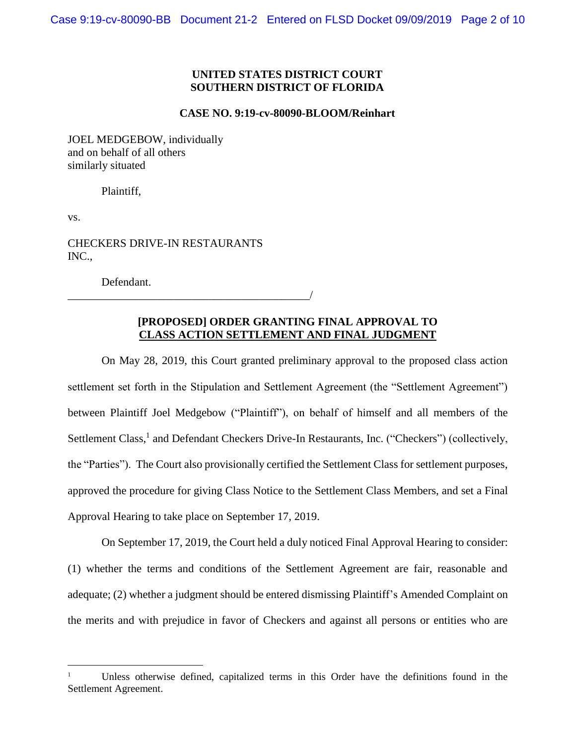**UNITED STATES DISTRICT COURT**
**SOUTHERN DISTRICT OF FLORIDA**

**CASE NO. 9:19-cv-80090-BLOOM/Reinhart**

JOEL MEDGEBOW, individually
and on behalf of all others
similarly situated

Plaintiff,

vs.

CHECKERS DRIVE-IN RESTAURANTS
INC.,

Defendant.
_____________________________________________/

**[PROPOSED] ORDER GRANTING FINAL APPROVAL TO**
**CLASS ACTION SETTLEMENT AND FINAL JUDGMENT**

On May 28, 2019, this Court granted preliminary approval to the proposed class action settlement set forth in the Stipulation and Settlement Agreement (the "Settlement Agreement") between Plaintiff Joel Medgebow ("Plaintiff"), on behalf of himself and all members of the Settlement Class,[1] and Defendant Checkers Drive-In Restaurants, Inc. ("Checkers") (collectively, the "Parties"). The Court also provisionally certified the Settlement Class for settlement purposes, approved the procedure for giving Class Notice to the Settlement Class Members, and set a Final Approval Hearing to take place on September 17, 2019.

On September 17, 2019, the Court held a duly noticed Final Approval Hearing to consider: (1) whether the terms and conditions of the Settlement Agreement are fair, reasonable and adequate; (2) whether a judgment should be entered dismissing Plaintiff's Amended Complaint on the merits and with prejudice in favor of Checkers and against all persons or entities who are

[1] Unless otherwise defined, capitalized terms in this Order have the definitions found in the Settlement Agreement.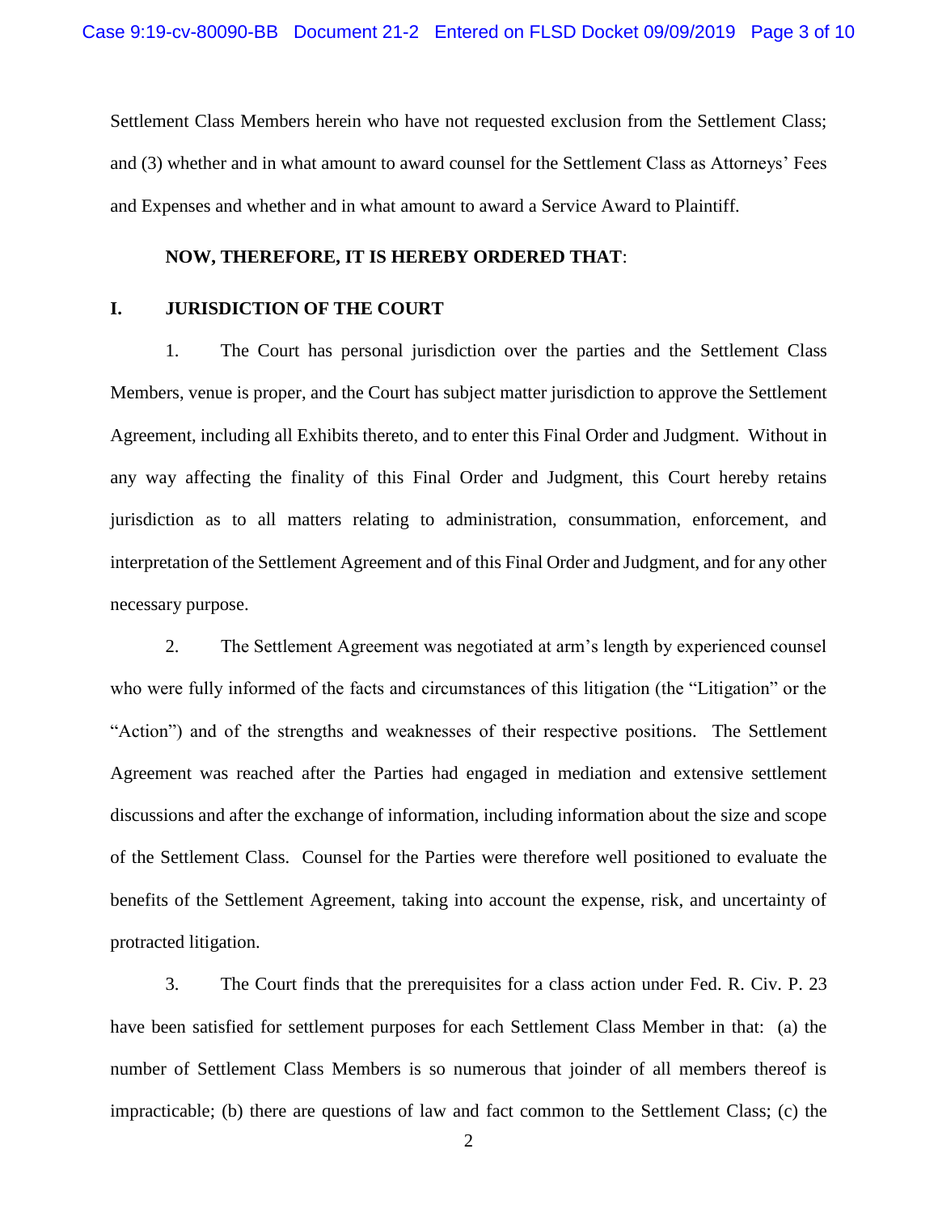Settlement Class Members herein who have not requested exclusion from the Settlement Class; and (3) whether and in what amount to award counsel for the Settlement Class as Attorneys' Fees and Expenses and whether and in what amount to award a Service Award to Plaintiff.

**NOW, THEREFORE, IT IS HEREBY ORDERED THAT**:

## I. JURISDICTION OF THE COURT

1. The Court has personal jurisdiction over the parties and the Settlement Class Members, venue is proper, and the Court has subject matter jurisdiction to approve the Settlement Agreement, including all Exhibits thereto, and to enter this Final Order and Judgment. Without in any way affecting the finality of this Final Order and Judgment, this Court hereby retains jurisdiction as to all matters relating to administration, consummation, enforcement, and interpretation of the Settlement Agreement and of this Final Order and Judgment, and for any other necessary purpose.

2. The Settlement Agreement was negotiated at arm's length by experienced counsel who were fully informed of the facts and circumstances of this litigation (the "Litigation" or the "Action") and of the strengths and weaknesses of their respective positions. The Settlement Agreement was reached after the Parties had engaged in mediation and extensive settlement discussions and after the exchange of information, including information about the size and scope of the Settlement Class. Counsel for the Parties were therefore well positioned to evaluate the benefits of the Settlement Agreement, taking into account the expense, risk, and uncertainty of protracted litigation.

3. The Court finds that the prerequisites for a class action under Fed. R. Civ. P. 23 have been satisfied for settlement purposes for each Settlement Class Member in that: (a) the number of Settlement Class Members is so numerous that joinder of all members thereof is impracticable; (b) there are questions of law and fact common to the Settlement Class; (c) the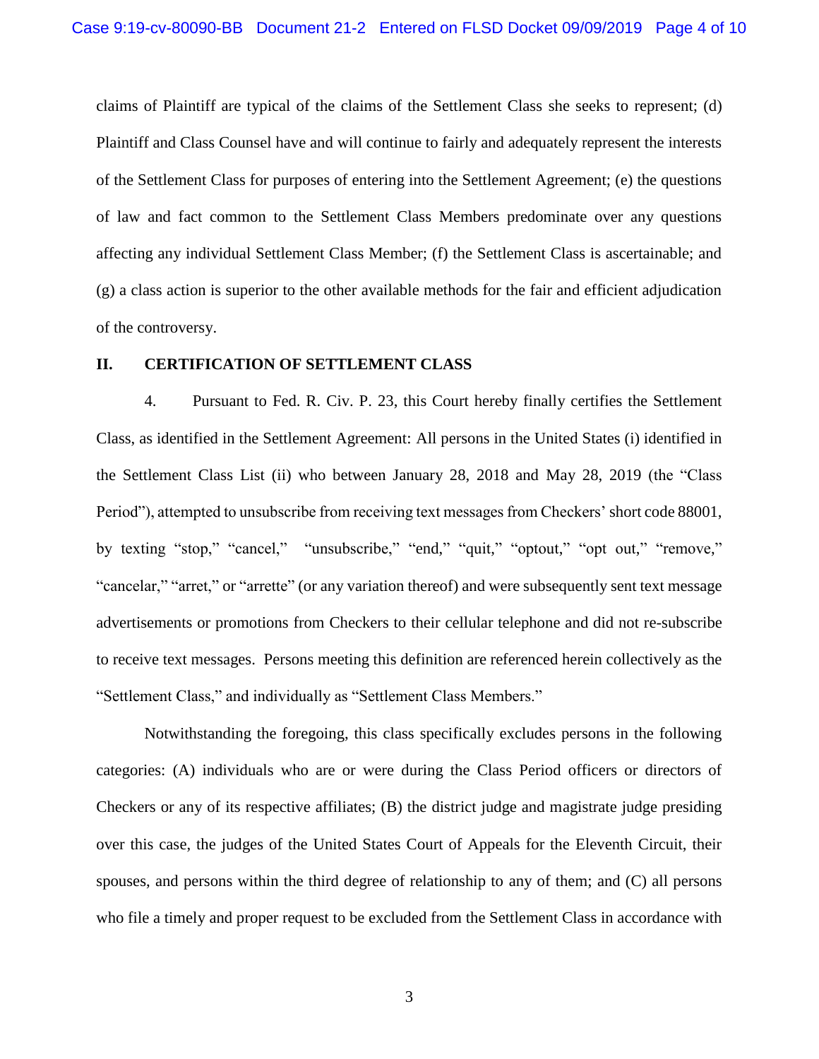claims of Plaintiff are typical of the claims of the Settlement Class she seeks to represent; (d) Plaintiff and Class Counsel have and will continue to fairly and adequately represent the interests of the Settlement Class for purposes of entering into the Settlement Agreement; (e) the questions of law and fact common to the Settlement Class Members predominate over any questions affecting any individual Settlement Class Member; (f) the Settlement Class is ascertainable; and (g) a class action is superior to the other available methods for the fair and efficient adjudication of the controversy.

## II. CERTIFICATION OF SETTLEMENT CLASS

4. Pursuant to Fed. R. Civ. P. 23, this Court hereby finally certifies the Settlement Class, as identified in the Settlement Agreement: All persons in the United States (i) identified in the Settlement Class List (ii) who between January 28, 2018 and May 28, 2019 (the "Class Period"), attempted to unsubscribe from receiving text messages from Checkers' short code 88001, by texting "stop," "cancel," "unsubscribe," "end," "quit," "optout," "opt out," "remove," "cancelar," "arret," or "arrette" (or any variation thereof) and were subsequently sent text message advertisements or promotions from Checkers to their cellular telephone and did not re-subscribe to receive text messages. Persons meeting this definition are referenced herein collectively as the "Settlement Class," and individually as "Settlement Class Members."

Notwithstanding the foregoing, this class specifically excludes persons in the following categories: (A) individuals who are or were during the Class Period officers or directors of Checkers or any of its respective affiliates; (B) the district judge and magistrate judge presiding over this case, the judges of the United States Court of Appeals for the Eleventh Circuit, their spouses, and persons within the third degree of relationship to any of them; and (C) all persons who file a timely and proper request to be excluded from the Settlement Class in accordance with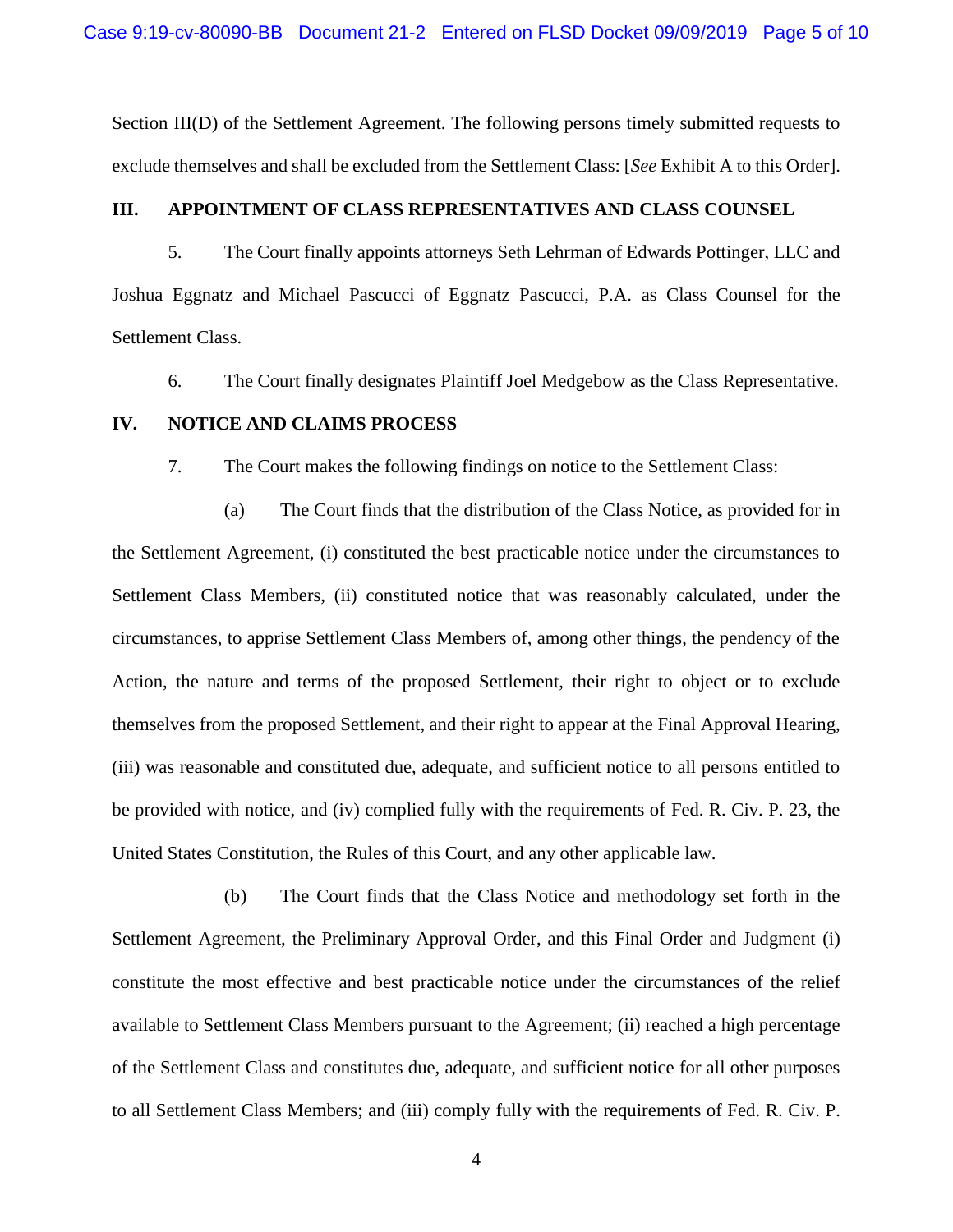Section III(D) of the Settlement Agreement. The following persons timely submitted requests to exclude themselves and shall be excluded from the Settlement Class: [*See* Exhibit A to this Order].

## III. APPOINTMENT OF CLASS REPRESENTATIVES AND CLASS COUNSEL

5. The Court finally appoints attorneys Seth Lehrman of Edwards Pottinger, LLC and Joshua Eggnatz and Michael Pascucci of Eggnatz Pascucci, P.A. as Class Counsel for the Settlement Class.

6. The Court finally designates Plaintiff Joel Medgebow as the Class Representative.

## IV. NOTICE AND CLAIMS PROCESS

7. The Court makes the following findings on notice to the Settlement Class:

(a) The Court finds that the distribution of the Class Notice, as provided for in the Settlement Agreement, (i) constituted the best practicable notice under the circumstances to Settlement Class Members, (ii) constituted notice that was reasonably calculated, under the circumstances, to apprise Settlement Class Members of, among other things, the pendency of the Action, the nature and terms of the proposed Settlement, their right to object or to exclude themselves from the proposed Settlement, and their right to appear at the Final Approval Hearing, (iii) was reasonable and constituted due, adequate, and sufficient notice to all persons entitled to be provided with notice, and (iv) complied fully with the requirements of Fed. R. Civ. P. 23, the United States Constitution, the Rules of this Court, and any other applicable law.

(b) The Court finds that the Class Notice and methodology set forth in the Settlement Agreement, the Preliminary Approval Order, and this Final Order and Judgment (i) constitute the most effective and best practicable notice under the circumstances of the relief available to Settlement Class Members pursuant to the Agreement; (ii) reached a high percentage of the Settlement Class and constitutes due, adequate, and sufficient notice for all other purposes to all Settlement Class Members; and (iii) comply fully with the requirements of Fed. R. Civ. P.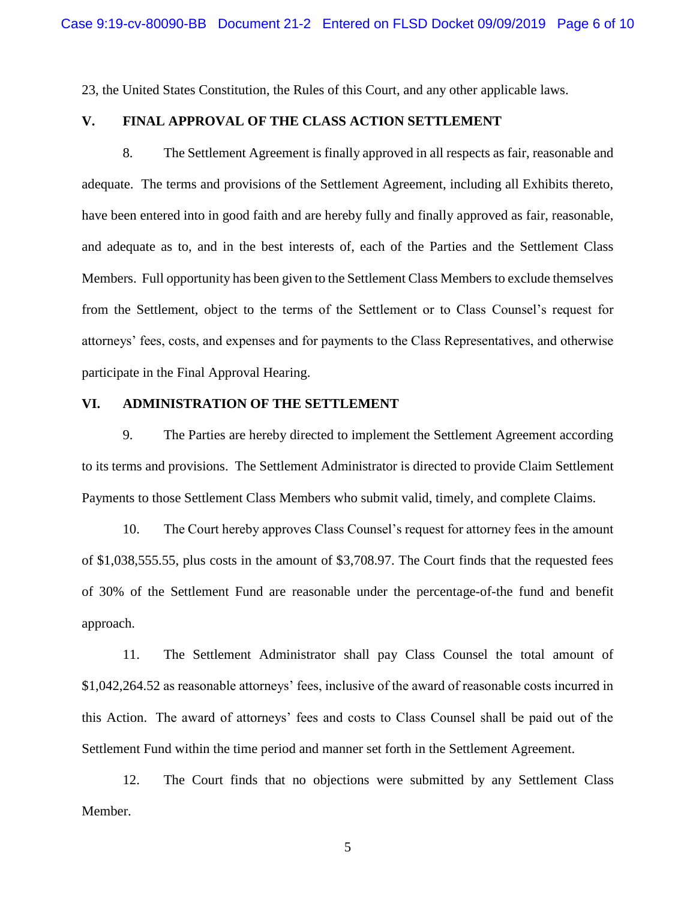23, the United States Constitution, the Rules of this Court, and any other applicable laws.

## V. FINAL APPROVAL OF THE CLASS ACTION SETTLEMENT

8. The Settlement Agreement is finally approved in all respects as fair, reasonable and adequate. The terms and provisions of the Settlement Agreement, including all Exhibits thereto, have been entered into in good faith and are hereby fully and finally approved as fair, reasonable, and adequate as to, and in the best interests of, each of the Parties and the Settlement Class Members. Full opportunity has been given to the Settlement Class Members to exclude themselves from the Settlement, object to the terms of the Settlement or to Class Counsel's request for attorneys' fees, costs, and expenses and for payments to the Class Representatives, and otherwise participate in the Final Approval Hearing.

## VI. ADMINISTRATION OF THE SETTLEMENT

9. The Parties are hereby directed to implement the Settlement Agreement according to its terms and provisions. The Settlement Administrator is directed to provide Claim Settlement Payments to those Settlement Class Members who submit valid, timely, and complete Claims.

10. The Court hereby approves Class Counsel's request for attorney fees in the amount of $1,038,555.55, plus costs in the amount of $3,708.97. The Court finds that the requested fees of 30% of the Settlement Fund are reasonable under the percentage-of-the fund and benefit approach.

11. The Settlement Administrator shall pay Class Counsel the total amount of $1,042,264.52 as reasonable attorneys' fees, inclusive of the award of reasonable costs incurred in this Action. The award of attorneys' fees and costs to Class Counsel shall be paid out of the Settlement Fund within the time period and manner set forth in the Settlement Agreement.

12. The Court finds that no objections were submitted by any Settlement Class Member.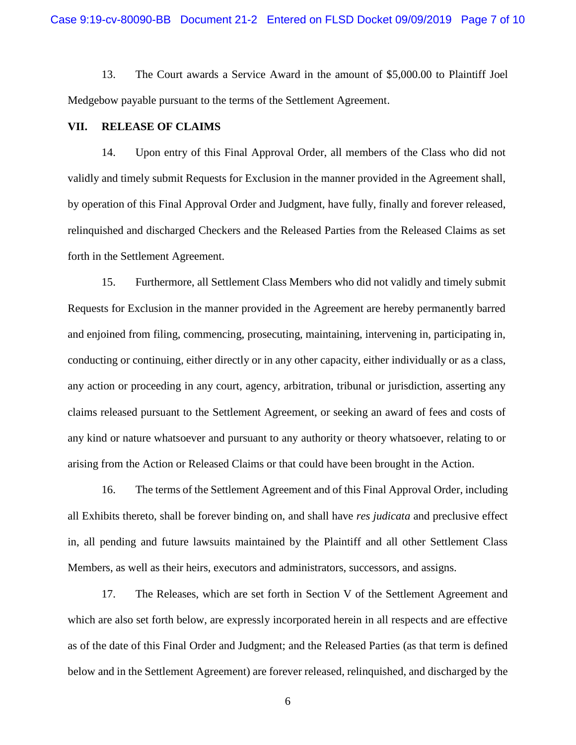13. The Court awards a Service Award in the amount of $5,000.00 to Plaintiff Joel Medgebow payable pursuant to the terms of the Settlement Agreement.

## VII. RELEASE OF CLAIMS

14. Upon entry of this Final Approval Order, all members of the Class who did not validly and timely submit Requests for Exclusion in the manner provided in the Agreement shall, by operation of this Final Approval Order and Judgment, have fully, finally and forever released, relinquished and discharged Checkers and the Released Parties from the Released Claims as set forth in the Settlement Agreement.

15. Furthermore, all Settlement Class Members who did not validly and timely submit Requests for Exclusion in the manner provided in the Agreement are hereby permanently barred and enjoined from filing, commencing, prosecuting, maintaining, intervening in, participating in, conducting or continuing, either directly or in any other capacity, either individually or as a class, any action or proceeding in any court, agency, arbitration, tribunal or jurisdiction, asserting any claims released pursuant to the Settlement Agreement, or seeking an award of fees and costs of any kind or nature whatsoever and pursuant to any authority or theory whatsoever, relating to or arising from the Action or Released Claims or that could have been brought in the Action.

16. The terms of the Settlement Agreement and of this Final Approval Order, including all Exhibits thereto, shall be forever binding on, and shall have *res judicata* and preclusive effect in, all pending and future lawsuits maintained by the Plaintiff and all other Settlement Class Members, as well as their heirs, executors and administrators, successors, and assigns.

17. The Releases, which are set forth in Section V of the Settlement Agreement and which are also set forth below, are expressly incorporated herein in all respects and are effective as of the date of this Final Order and Judgment; and the Released Parties (as that term is defined below and in the Settlement Agreement) are forever released, relinquished, and discharged by the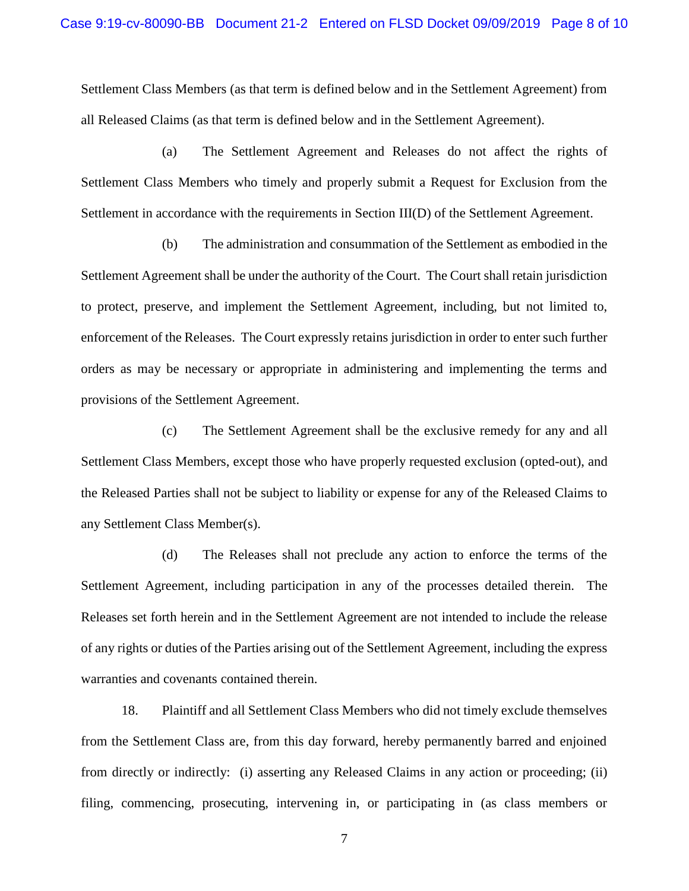Settlement Class Members (as that term is defined below and in the Settlement Agreement) from all Released Claims (as that term is defined below and in the Settlement Agreement).

(a) The Settlement Agreement and Releases do not affect the rights of Settlement Class Members who timely and properly submit a Request for Exclusion from the Settlement in accordance with the requirements in Section III(D) of the Settlement Agreement.

(b) The administration and consummation of the Settlement as embodied in the Settlement Agreement shall be under the authority of the Court. The Court shall retain jurisdiction to protect, preserve, and implement the Settlement Agreement, including, but not limited to, enforcement of the Releases. The Court expressly retains jurisdiction in order to enter such further orders as may be necessary or appropriate in administering and implementing the terms and provisions of the Settlement Agreement.

(c) The Settlement Agreement shall be the exclusive remedy for any and all Settlement Class Members, except those who have properly requested exclusion (opted-out), and the Released Parties shall not be subject to liability or expense for any of the Released Claims to any Settlement Class Member(s).

(d) The Releases shall not preclude any action to enforce the terms of the Settlement Agreement, including participation in any of the processes detailed therein. The Releases set forth herein and in the Settlement Agreement are not intended to include the release of any rights or duties of the Parties arising out of the Settlement Agreement, including the express warranties and covenants contained therein.

18. Plaintiff and all Settlement Class Members who did not timely exclude themselves from the Settlement Class are, from this day forward, hereby permanently barred and enjoined from directly or indirectly: (i) asserting any Released Claims in any action or proceeding; (ii) filing, commencing, prosecuting, intervening in, or participating in (as class members or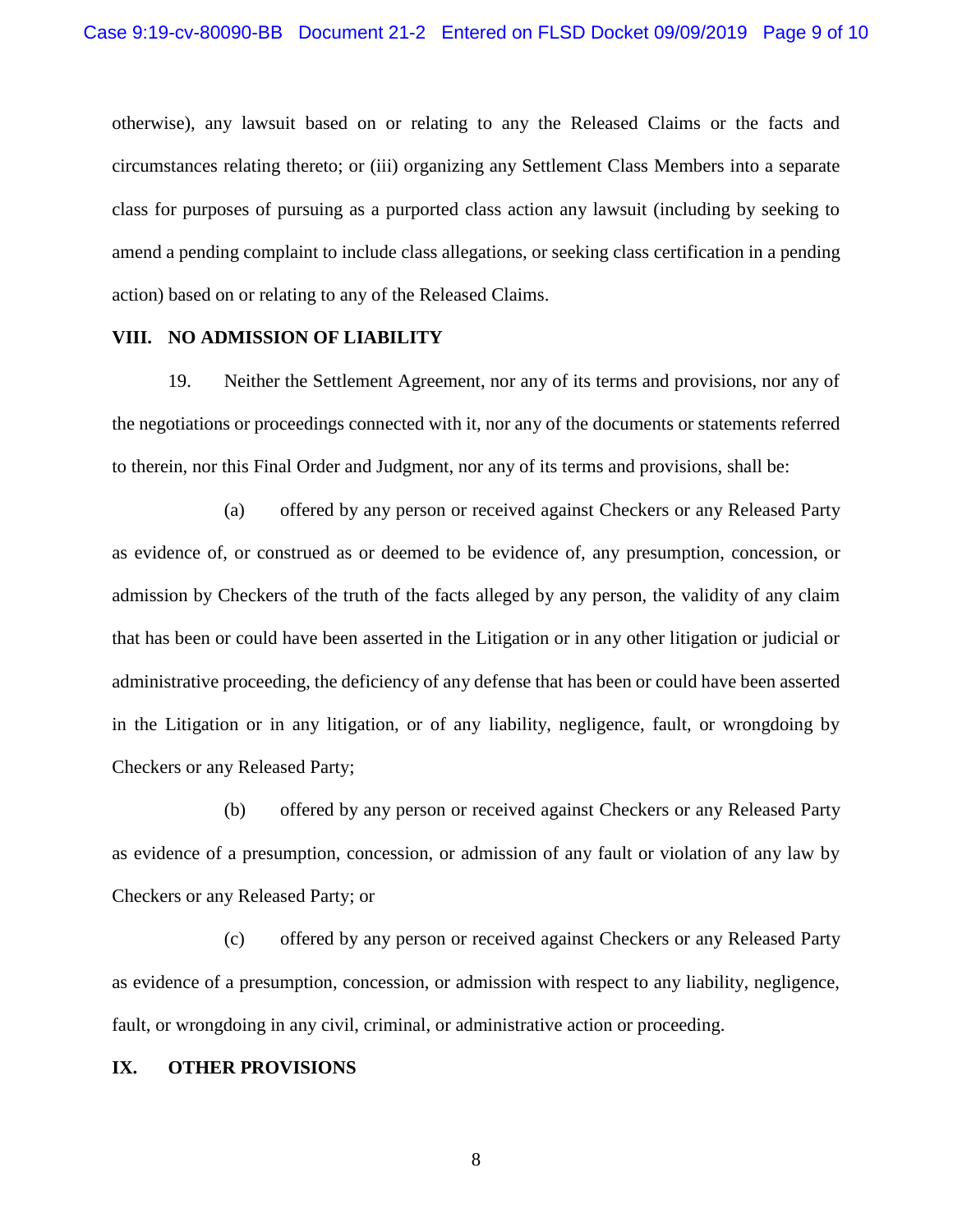otherwise), any lawsuit based on or relating to any the Released Claims or the facts and circumstances relating thereto; or (iii) organizing any Settlement Class Members into a separate class for purposes of pursuing as a purported class action any lawsuit (including by seeking to amend a pending complaint to include class allegations, or seeking class certification in a pending action) based on or relating to any of the Released Claims.

## VIII. NO ADMISSION OF LIABILITY

19. Neither the Settlement Agreement, nor any of its terms and provisions, nor any of the negotiations or proceedings connected with it, nor any of the documents or statements referred to therein, nor this Final Order and Judgment, nor any of its terms and provisions, shall be:

(a) offered by any person or received against Checkers or any Released Party as evidence of, or construed as or deemed to be evidence of, any presumption, concession, or admission by Checkers of the truth of the facts alleged by any person, the validity of any claim that has been or could have been asserted in the Litigation or in any other litigation or judicial or administrative proceeding, the deficiency of any defense that has been or could have been asserted in the Litigation or in any litigation, or of any liability, negligence, fault, or wrongdoing by Checkers or any Released Party;

(b) offered by any person or received against Checkers or any Released Party as evidence of a presumption, concession, or admission of any fault or violation of any law by Checkers or any Released Party; or

(c) offered by any person or received against Checkers or any Released Party as evidence of a presumption, concession, or admission with respect to any liability, negligence, fault, or wrongdoing in any civil, criminal, or administrative action or proceeding.

## IX. OTHER PROVISIONS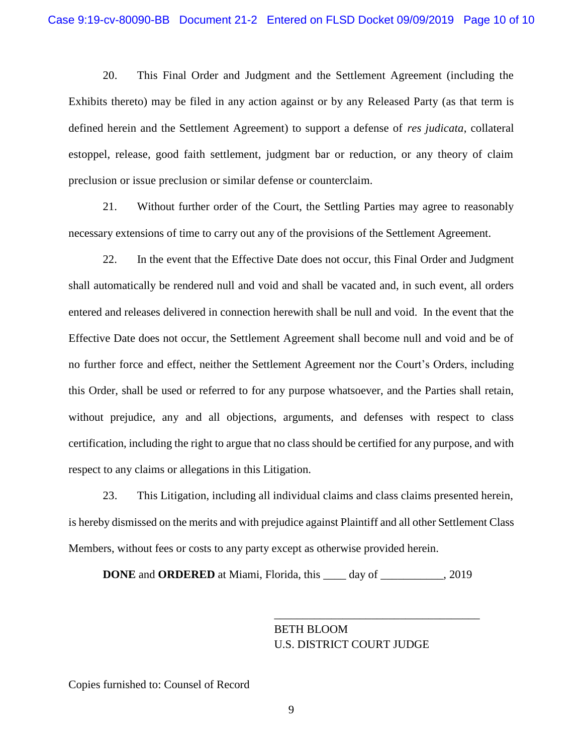20. This Final Order and Judgment and the Settlement Agreement (including the Exhibits thereto) may be filed in any action against or by any Released Party (as that term is defined herein and the Settlement Agreement) to support a defense of *res judicata*, collateral estoppel, release, good faith settlement, judgment bar or reduction, or any theory of claim preclusion or issue preclusion or similar defense or counterclaim.

21. Without further order of the Court, the Settling Parties may agree to reasonably necessary extensions of time to carry out any of the provisions of the Settlement Agreement.

22. In the event that the Effective Date does not occur, this Final Order and Judgment shall automatically be rendered null and void and shall be vacated and, in such event, all orders entered and releases delivered in connection herewith shall be null and void. In the event that the Effective Date does not occur, the Settlement Agreement shall become null and void and be of no further force and effect, neither the Settlement Agreement nor the Court's Orders, including this Order, shall be used or referred to for any purpose whatsoever, and the Parties shall retain, without prejudice, any and all objections, arguments, and defenses with respect to class certification, including the right to argue that no class should be certified for any purpose, and with respect to any claims or allegations in this Litigation.

23. This Litigation, including all individual claims and class claims presented herein, is hereby dismissed on the merits and with prejudice against Plaintiff and all other Settlement Class Members, without fees or costs to any party except as otherwise provided herein.

**DONE** and **ORDERED** at Miami, Florida, this ____ day of ___________, 2019

_____________________________________
BETH BLOOM
U.S. DISTRICT COURT JUDGE

Copies furnished to: Counsel of Record